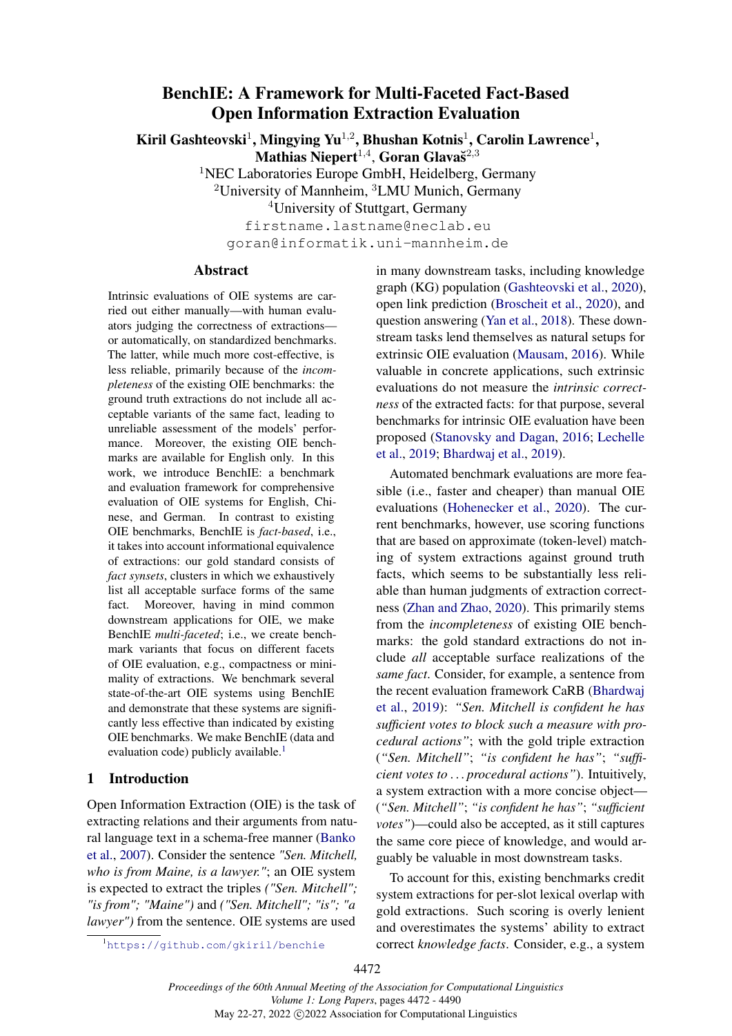# BenchIE: A Framework for Multi-Faceted Fact-Based Open Information Extraction Evaluation

**Kiril Gashteovski**[1], **Mingying Yu**[1,2], **Bhushan Kotnis**[1], **Carolin Lawrence**[1], **Mathias Niepert**[1,4], **Goran Glavaš**[2,3]

[1]NEC Laboratories Europe GmbH, Heidelberg, Germany
[2]University of Mannheim, [3]LMU Munich, Germany
[4]University of Stuttgart, Germany

firstname.lastname@neclab.eu
goran@informatik.uni-mannheim.de

## Abstract

Intrinsic evaluations of OIE systems are carried out either manually—with human evaluators judging the correctness of extractions—or automatically, on standardized benchmarks. The latter, while much more cost-effective, is less reliable, primarily because of the *incompleteness* of the existing OIE benchmarks: the ground truth extractions do not include all acceptable variants of the same fact, leading to unreliable assessment of the models' performance. Moreover, the existing OIE benchmarks are available for English only. In this work, we introduce BenchIE: a benchmark and evaluation framework for comprehensive evaluation of OIE systems for English, Chinese, and German. In contrast to existing OIE benchmarks, BenchIE is *fact-based*, i.e., it takes into account informational equivalence of extractions: our gold standard consists of *fact synsets*, clusters in which we exhaustively list all acceptable surface forms of the same fact. Moreover, having in mind common downstream applications for OIE, we make BenchIE *multi-faceted*; i.e., we create benchmark variants that focus on different facets of OIE evaluation, e.g., compactness or minimality of extractions. We benchmark several state-of-the-art OIE systems using BenchIE and demonstrate that these systems are significantly less effective than indicated by existing OIE benchmarks. We make BenchIE (data and evaluation code) publicly available.[1]

## 1 Introduction

Open Information Extraction (OIE) is the task of extracting relations and their arguments from natural language text in a schema-free manner (Banko et al., 2007). Consider the sentence *"Sen. Mitchell, who is from Maine, is a lawyer."*; an OIE system is expected to extract the triples *("Sen. Mitchell"; "is from"; "Maine")* and *("Sen. Mitchell"; "is"; "a lawyer")* from the sentence. OIE systems are used in many downstream tasks, including knowledge graph (KG) population (Gashteovski et al., 2020), open link prediction (Broscheit et al., 2020), and question answering (Yan et al., 2018). These downstream tasks lend themselves as natural setups for extrinsic OIE evaluation (Mausam, 2016). While valuable in concrete applications, such extrinsic evaluations do not measure the *intrinsic correctness* of the extracted facts: for that purpose, several benchmarks for intrinsic OIE evaluation have been proposed (Stanovsky and Dagan, 2016; Lechelle et al., 2019; Bhardwaj et al., 2019).

Automated benchmark evaluations are more feasible (i.e., faster and cheaper) than manual OIE evaluations (Hohenecker et al., 2020). The current benchmarks, however, use scoring functions that are based on approximate (token-level) matching of system extractions against ground truth facts, which seems to be substantially less reliable than human judgments of extraction correctness (Zhan and Zhao, 2020). This primarily stems from the *incompleteness* of existing OIE benchmarks: the gold standard extractions do not include *all* acceptable surface realizations of the *same fact*. Consider, for example, a sentence from the recent evaluation framework CaRB (Bhardwaj et al., 2019): *"Sen. Mitchell is confident he has sufficient votes to block such a measure with procedural actions"*; with the gold triple extraction (*"Sen. Mitchell"*; *"is confident he has"*; *"sufficient votes to ... procedural actions"*). Intuitively, a system extraction with a more concise object—(*"Sen. Mitchell"*; *"is confident he has"*; *"sufficient votes"*)—could also be accepted, as it still captures the same core piece of knowledge, and would arguably be valuable in most downstream tasks.

To account for this, existing benchmarks credit system extractions for per-slot lexical overlap with gold extractions. Such scoring is overly lenient and overestimates the systems' ability to extract correct *knowledge facts*. Consider, e.g., a system

[1]https://github.com/gkiril/benchie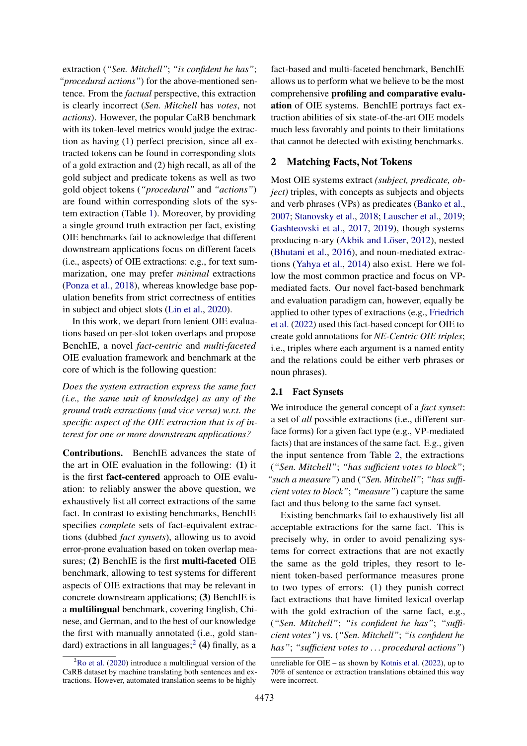extraction (*"Sen. Mitchell"*; *"is confident he has"*; *"procedural actions"*) for the above-mentioned sentence. From the *factual* perspective, this extraction is clearly incorrect (*Sen. Mitchell* has *votes*, not *actions*). However, the popular CaRB benchmark with its token-level metrics would judge the extraction as having (1) perfect precision, since all extracted tokens can be found in corresponding slots of a gold extraction and (2) high recall, as all of the gold subject and predicate tokens as well as two gold object tokens (*"procedural"* and *"actions"*) are found within corresponding slots of the system extraction (Table 1). Moreover, by providing a single ground truth extraction per fact, existing OIE benchmarks fail to acknowledge that different downstream applications focus on different facets (i.e., aspects) of OIE extractions: e.g., for text summarization, one may prefer *minimal* extractions (Ponza et al., 2018), whereas knowledge base population benefits from strict correctness of entities in subject and object slots (Lin et al., 2020).

In this work, we depart from lenient OIE evaluations based on per-slot token overlaps and propose BenchIE, a novel *fact-centric* and *multi-faceted* OIE evaluation framework and benchmark at the core of which is the following question:

*Does the system extraction express the same fact (i.e., the same unit of knowledge) as any of the ground truth extractions (and vice versa) w.r.t. the specific aspect of the OIE extraction that is of interest for one or more downstream applications?*

**Contributions.** BenchIE advances the state of the art in OIE evaluation in the following: **(1)** it is the first **fact-centered** approach to OIE evaluation: to reliably answer the above question, we exhaustively list all correct extractions of the same fact. In contrast to existing benchmarks, BenchIE specifies *complete* sets of fact-equivalent extractions (dubbed *fact synsets*), allowing us to avoid error-prone evaluation based on token overlap measures; **(2)** BenchIE is the first **multi-faceted** OIE benchmark, allowing to test systems for different aspects of OIE extractions that may be relevant in concrete downstream applications; **(3)** BenchIE is a **multilingual** benchmark, covering English, Chinese, and German, and to the best of our knowledge the first with manually annotated (i.e., gold standard) extractions in all languages;[2] **(4)** finally, as a fact-based and multi-faceted benchmark, BenchIE allows us to perform what we believe to be the most comprehensive **profiling and comparative evaluation** of OIE systems. BenchIE portrays fact extraction abilities of six state-of-the-art OIE models much less favorably and points to their limitations that cannot be detected with existing benchmarks.

## 2 Matching Facts, Not Tokens

Most OIE systems extract *(subject, predicate, object)* triples, with concepts as subjects and objects and verb phrases (VPs) as predicates (Banko et al., 2007; Stanovsky et al., 2018; Lauscher et al., 2019; Gashteovski et al., 2017, 2019), though systems producing n-ary (Akbik and Löser, 2012), nested (Bhutani et al., 2016), and noun-mediated extractions (Yahya et al., 2014) also exist. Here we follow the most common practice and focus on VP-mediated facts. Our novel fact-based benchmark and evaluation paradigm can, however, equally be applied to other types of extractions (e.g., Friedrich et al. (2022) used this fact-based concept for OIE to create gold annotations for *NE-Centric OIE triples*; i.e., triples where each argument is a named entity and the relations could be either verb phrases or noun phrases).

### 2.1 Fact Synsets

We introduce the general concept of a *fact synset*: a set of *all* possible extractions (i.e., different surface forms) for a given fact type (e.g., VP-mediated facts) that are instances of the same fact. E.g., given the input sentence from Table 2, the extractions (*"Sen. Mitchell"*; *"has sufficient votes to block"*; *"such a measure"*) and (*"Sen. Mitchell"*; *"has sufficient votes to block"*; *"measure"*) capture the same fact and thus belong to the same fact synset.

Existing benchmarks fail to exhaustively list all acceptable extractions for the same fact. This is precisely why, in order to avoid penalizing systems for correct extractions that are not exactly the same as the gold triples, they resort to lenient token-based performance measures prone to two types of errors: (1) they punish correct fact extractions that have limited lexical overlap with the gold extraction of the same fact, e.g., (*"Sen. Mitchell"*; *"is confident he has"*; *"sufficient votes"*) vs. (*"Sen. Mitchell"*; *"is confident he has"*; *"sufficient votes to . . . procedural actions"*)

[2] Ro et al. (2020) introduce a multilingual version of the CaRB dataset by machine translating both sentences and extractions. However, automated translation seems to be highly unreliable for OIE – as shown by Kotnis et al. (2022), up to 70% of sentence or extraction translations obtained this way were incorrect.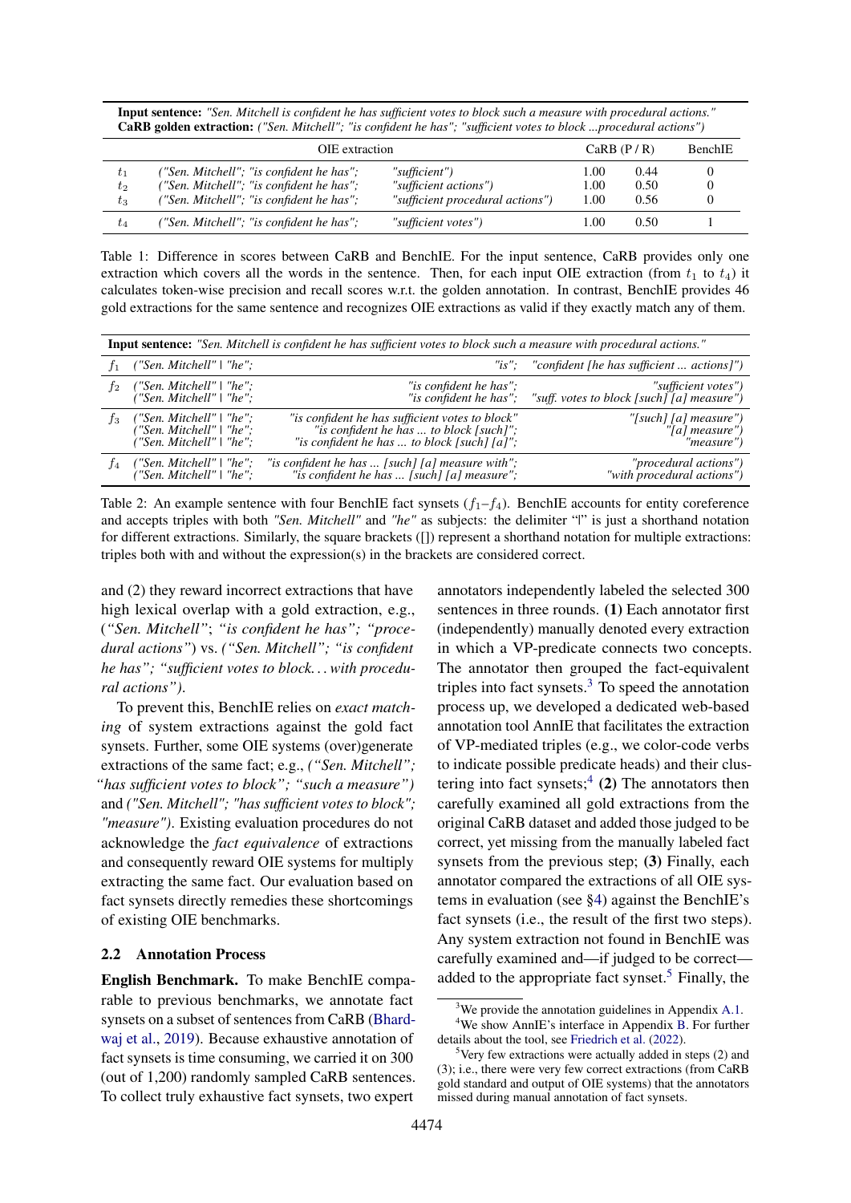**Input sentence:** *"Sen. Mitchell is confident he has sufficient votes to block such a measure with procedural actions."*
**CaRB golden extraction:** *("Sen. Mitchell"; "is confident he has"; "sufficient votes to block ...procedural actions")*

| | OIE extraction | | CaRB (P / R) | | BenchIE |
|---|---|---|---|---|---|
| $t_1$ | *("Sen. Mitchell"; "is confident he has";* | *"sufficient")* | 1.00 | 0.44 | 0 |
| $t_2$ | *("Sen. Mitchell"; "is confident he has";* | *"sufficient actions")* | 1.00 | 0.50 | 0 |
| $t_3$ | *("Sen. Mitchell"; "is confident he has";* | *"sufficient procedural actions")* | 1.00 | 0.56 | 0 |
| $t_4$ | *("Sen. Mitchell"; "is confident he has";* | *"sufficient votes")* | 1.00 | 0.50 | 1 |

Table 1: Difference in scores between CaRB and BenchIE. For the input sentence, CaRB provides only one extraction which covers all the words in the sentence. Then, for each input OIE extraction (from $t_1$ to $t_4$) it calculates token-wise precision and recall scores w.r.t. the golden annotation. In contrast, BenchIE provides 46 gold extractions for the same sentence and recognizes OIE extractions as valid if they exactly match any of them.

**Input sentence:** *"Sen. Mitchell is confident he has sufficient votes to block such a measure with procedural actions."*

| | | | |
|---|---|---|---|
| $f_1$ | *("Sen. Mitchell" \| "he";* | *"is";* | *"confident [he has sufficient ... actions]")* |
| $f_2$ | *("Sen. Mitchell" \| "he";*<br>*("Sen. Mitchell" \| "he";* | *"is confident he has";*<br>*"is confident he has";* | *"sufficient votes")*<br>*"suff. votes to block [such] [a] measure")* |
| $f_3$ | *("Sen. Mitchell" \| "he";*<br>*("Sen. Mitchell" \| "he";*<br>*("Sen. Mitchell" \| "he";* | *"is confident he has sufficient votes to block"*<br>*"is confident he has ... to block [such]";*<br>*"is confident he has ... to block [such] [a]";* | *"[such] [a] measure")*<br>*"[a] measure")*<br>*"measure")* |
| $f_4$ | *("Sen. Mitchell" \| "he";*<br>*("Sen. Mitchell" \| "he";* | *"is confident he has ... [such] [a] measure with";*<br>*"is confident he has ... [such] [a] measure";* | *"procedural actions")*<br>*"with procedural actions")* |

Table 2: An example sentence with four BenchIE fact synsets ($f_1$–$f_4$). BenchIE accounts for entity coreference and accepts triples with both *"Sen. Mitchell"* and *"he"* as subjects: the delimiter "|" is just a shorthand notation for different extractions. Similarly, the square brackets ([]) represent a shorthand notation for multiple extractions: triples both with and without the expression(s) in the brackets are considered correct.

and (2) they reward incorrect extractions that have high lexical overlap with a gold extraction, e.g., (*"Sen. Mitchell"*; *"is confident he has"*; *"procedural actions"*) vs. *("Sen. Mitchell"; "is confident he has"; "sufficient votes to block... with procedural actions")*.

To prevent this, BenchIE relies on *exact matching* of system extractions against the gold fact synsets. Further, some OIE systems (over)generate extractions of the same fact; e.g., *("Sen. Mitchell"; "has sufficient votes to block"; "such a measure")* and *("Sen. Mitchell"; "has sufficient votes to block"; "measure")*. Existing evaluation procedures do not acknowledge the *fact equivalence* of extractions and consequently reward OIE systems for multiply extracting the same fact. Our evaluation based on fact synsets directly remedies these shortcomings of existing OIE benchmarks.

### 2.2 Annotation Process

**English Benchmark.** To make BenchIE comparable to previous benchmarks, we annotate fact synsets on a subset of sentences from CaRB (Bhardwaj et al., 2019). Because exhaustive annotation of fact synsets is time consuming, we carried it on 300 (out of 1,200) randomly sampled CaRB sentences. To collect truly exhaustive fact synsets, two expert annotators independently labeled the selected 300 sentences in three rounds. **(1)** Each annotator first (independently) manually denoted every extraction in which a VP-predicate connects two concepts. The annotator then grouped the fact-equivalent triples into fact synsets.[3] To speed the annotation process up, we developed a dedicated web-based annotation tool AnnIE that facilitates the extraction of VP-mediated triples (e.g., we color-code verbs to indicate possible predicate heads) and their clustering into fact synsets;[4] **(2)** The annotators then carefully examined all gold extractions from the original CaRB dataset and added those judged to be correct, yet missing from the manually labeled fact synsets from the previous step; **(3)** Finally, each annotator compared the extractions of all OIE systems in evaluation (see §4) against the BenchIE's fact synsets (i.e., the result of the first two steps). Any system extraction not found in BenchIE was carefully examined and—if judged to be correct—added to the appropriate fact synset.[5] Finally, the

[3] We provide the annotation guidelines in Appendix A.1.

[4] We show AnnIE's interface in Appendix B. For further details about the tool, see Friedrich et al. (2022).

[5] Very few extractions were actually added in steps (2) and (3); i.e., there were very few correct extractions (from CaRB gold standard and output of OIE systems) that the annotators missed during manual annotation of fact synsets.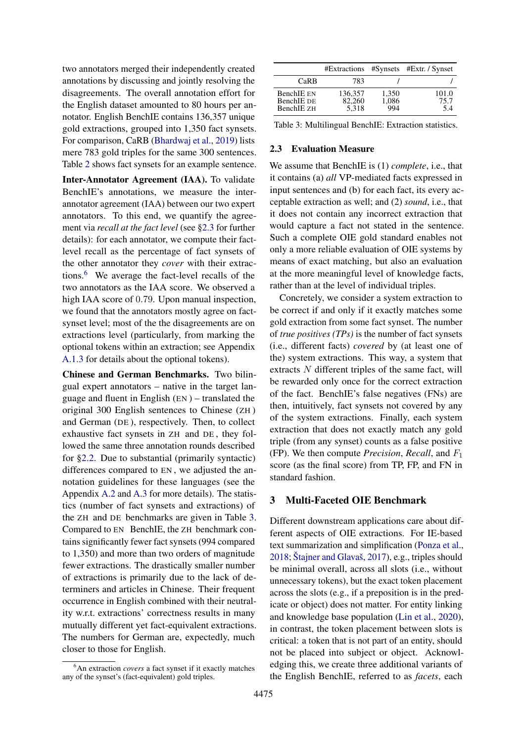two annotators merged their independently created annotations by discussing and jointly resolving the disagreements. The overall annotation effort for the English dataset amounted to 80 hours per annotator. English BenchIE contains 136,357 unique gold extractions, grouped into 1,350 fact synsets. For comparison, CaRB (Bhardwaj et al., 2019) lists mere 783 gold triples for the same 300 sentences. Table 2 shows fact synsets for an example sentence.

**Inter-Annotator Agreement (IAA).** To validate BenchIE's annotations, we measure the inter-annotator agreement (IAA) between our two expert annotators. To this end, we quantify the agreement via *recall at the fact level* (see §2.3 for further details): for each annotator, we compute their fact-level recall as the percentage of fact synsets of the other annotator they *cover* with their extractions.[6] We average the fact-level recalls of the two annotators as the IAA score. We observed a high IAA score of 0.79. Upon manual inspection, we found that the annotators mostly agree on fact-synset level; most of the the disagreements are on extractions level (particularly, from marking the optional tokens within an extraction; see Appendix A.1.3 for details about the optional tokens).

**Chinese and German Benchmarks.** Two bilingual expert annotators – native in the target language and fluent in English (EN) – translated the original 300 English sentences to Chinese (ZH) and German (DE), respectively. Then, to collect exhaustive fact synsets in ZH and DE, they followed the same three annotation rounds described for §2.2. Due to substantial (primarily syntactic) differences compared to EN, we adjusted the annotation guidelines for these languages (see the Appendix A.2 and A.3 for more details). The statistics (number of fact synsets and extractions) of the ZH and DE benchmarks are given in Table 3. Compared to EN BenchIE, the ZH benchmark contains significantly fewer fact synsets (994 compared to 1,350) and more than two orders of magnitude fewer extractions. The drastically smaller number of extractions is primarily due to the lack of determiners and articles in Chinese. Their frequent occurrence in English combined with their neutrality w.r.t. extractions' correctness results in many mutually different yet fact-equivalent extractions. The numbers for German are, expectedly, much closer to those for English.

[6] An extraction *covers* a fact synset if it exactly matches any of the synset's (fact-equivalent) gold triples.

| | #Extractions | #Synsets | #Extr. / Synset |
|---|---|---|---|
| CaRB | 783 | / | / |
| BenchIE EN | 136,357 | 1,350 | 101.0 |
| BenchIE DE | 82,260 | 1,086 | 75.7 |
| BenchIE ZH | 5,318 | 994 | 5.4 |

Table 3: Multilingual BenchIE: Extraction statistics.

### 2.3 Evaluation Measure

We assume that BenchIE is (1) *complete*, i.e., that it contains (a) *all* VP-mediated facts expressed in input sentences and (b) for each fact, its every acceptable extraction as well; and (2) *sound*, i.e., that it does not contain any incorrect extraction that would capture a fact not stated in the sentence. Such a complete OIE gold standard enables not only a more reliable evaluation of OIE systems by means of exact matching, but also an evaluation at the more meaningful level of knowledge facts, rather than at the level of individual triples.

Concretely, we consider a system extraction to be correct if and only if it exactly matches some gold extraction from some fact synset. The number of *true positives (TPs)* is the number of fact synsets (i.e., different facts) *covered* by (at least one of the) system extractions. This way, a system that extracts $N$ different triples of the same fact, will be rewarded only once for the correct extraction of the fact. BenchIE's false negatives (FNs) are then, intuitively, fact synsets not covered by any of the system extractions. Finally, each system extraction that does not exactly match any gold triple (from any synset) counts as a false positive (FP). We then compute *Precision*, *Recall*, and $F_1$ score (as the final score) from TP, FP, and FN in standard fashion.

## 3 Multi-Faceted OIE Benchmark

Different downstream applications care about different aspects of OIE extractions. For IE-based text summarization and simplification (Ponza et al., 2018; Štajner and Glavaš, 2017), e.g., triples should be minimal overall, across all slots (i.e., without unnecessary tokens), but the exact token placement across the slots (e.g., if a preposition is in the predicate or object) does not matter. For entity linking and knowledge base population (Lin et al., 2020), in contrast, the token placement between slots is critical: a token that is not part of an entity, should not be placed into subject or object. Acknowledging this, we create three additional variants of the English BenchIE, referred to as *facets*, each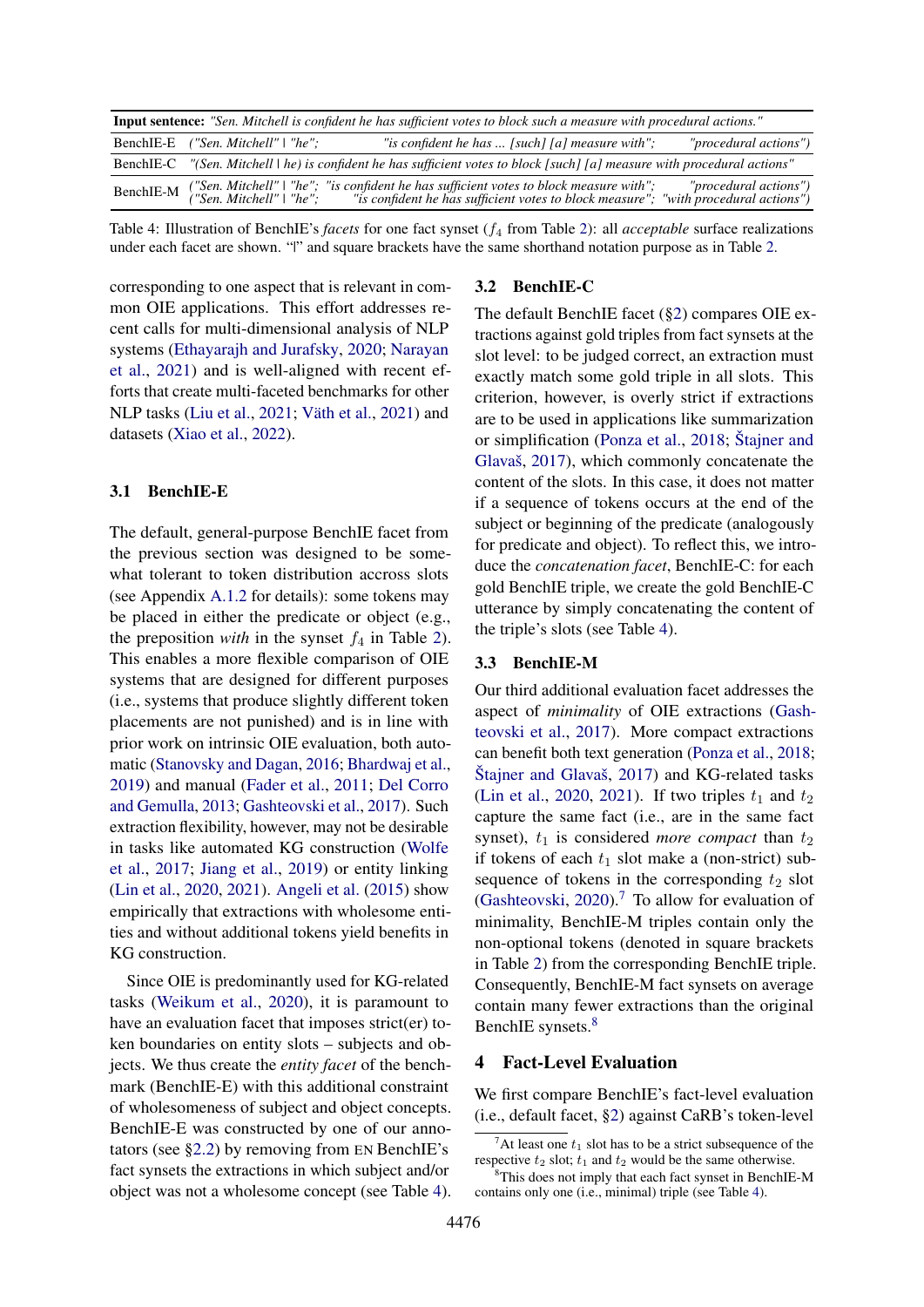| **Input sentence:** *"Sen. Mitchell is confident he has sufficient votes to block such a measure with procedural actions."* | | | |
|---|---|---|---|
| BenchIE-E | *("Sen. Mitchell" \| "he";* | *"is confident he has ... [such] [a] measure with";* | *"procedural actions")* |
| BenchIE-C | *"(Sen. Mitchell \| he) is confident he has sufficient votes to block [such] [a] measure with procedural actions"* | | |
| BenchIE-M | *("Sen. Mitchell" \| "he";*<br>*("Sen. Mitchell" \| "he";* | *"is confident he has sufficient votes to block measure with";*<br>*"is confident he has sufficient votes to block measure";* | *"procedural actions")*<br>*"with procedural actions")* |

Table 4: Illustration of BenchIE's *facets* for one fact synset ($f_4$ from Table 2): all *acceptable* surface realizations under each facet are shown. "|" and square brackets have the same shorthand notation purpose as in Table 2.

corresponding to one aspect that is relevant in common OIE applications. This effort addresses recent calls for multi-dimensional analysis of NLP systems (Ethayarajh and Jurafsky, 2020; Narayan et al., 2021) and is well-aligned with recent efforts that create multi-faceted benchmarks for other NLP tasks (Liu et al., 2021; Väth et al., 2021) and datasets (Xiao et al., 2022).

### 3.1 BenchIE-E

The default, general-purpose BenchIE facet from the previous section was designed to be somewhat tolerant to token distribution accross slots (see Appendix A.1.2 for details): some tokens may be placed in either the predicate or object (e.g., the preposition *with* in the synset $f_4$ in Table 2). This enables a more flexible comparison of OIE systems that are designed for different purposes (i.e., systems that produce slightly different token placements are not punished) and is in line with prior work on intrinsic OIE evaluation, both automatic (Stanovsky and Dagan, 2016; Bhardwaj et al., 2019) and manual (Fader et al., 2011; Del Corro and Gemulla, 2013; Gashteovski et al., 2017). Such extraction flexibility, however, may not be desirable in tasks like automated KG construction (Wolfe et al., 2017; Jiang et al., 2019) or entity linking (Lin et al., 2020, 2021). Angeli et al. (2015) show empirically that extractions with wholesome entities and without additional tokens yield benefits in KG construction.

Since OIE is predominantly used for KG-related tasks (Weikum et al., 2020), it is paramount to have an evaluation facet that imposes strict(er) token boundaries on entity slots – subjects and objects. We thus create the *entity facet* of the benchmark (BenchIE-E) with this additional constraint of wholesomeness of subject and object concepts. BenchIE-E was constructed by one of our annotators (see §2.2) by removing from EN BenchIE's fact synsets the extractions in which subject and/or object was not a wholesome concept (see Table 4).

### 3.2 BenchIE-C

The default BenchIE facet (§2) compares OIE extractions against gold triples from fact synsets at the slot level: to be judged correct, an extraction must exactly match some gold triple in all slots. This criterion, however, is overly strict if extractions are to be used in applications like summarization or simplification (Ponza et al., 2018; Štajner and Glavaš, 2017), which commonly concatenate the content of the slots. In this case, it does not matter if a sequence of tokens occurs at the end of the subject or beginning of the predicate (analogously for predicate and object). To reflect this, we introduce the *concatenation facet*, BenchIE-C: for each gold BenchIE triple, we create the gold BenchIE-C utterance by simply concatenating the content of the triple's slots (see Table 4).

### 3.3 BenchIE-M

Our third additional evaluation facet addresses the aspect of *minimality* of OIE extractions (Gashteovski et al., 2017). More compact extractions can benefit both text generation (Ponza et al., 2018; Štajner and Glavaš, 2017) and KG-related tasks (Lin et al., 2020, 2021). If two triples $t_1$ and $t_2$ capture the same fact (i.e., are in the same fact synset), $t_1$ is considered *more compact* than $t_2$ if tokens of each $t_1$ slot make a (non-strict) subsequence of tokens in the corresponding $t_2$ slot (Gashteovski, 2020).[7] To allow for evaluation of minimality, BenchIE-M triples contain only the non-optional tokens (denoted in square brackets in Table 2) from the corresponding BenchIE triple. Consequently, BenchIE-M fact synsets on average contain many fewer extractions than the original BenchIE synsets.[8]

## 4 Fact-Level Evaluation

We first compare BenchIE's fact-level evaluation (i.e., default facet, §2) against CaRB's token-level

[7] At least one $t_1$ slot has to be a strict subsequence of the respective $t_2$ slot; $t_1$ and $t_2$ would be the same otherwise.

[8] This does not imply that each fact synset in BenchIE-M contains only one (i.e., minimal) triple (see Table 4).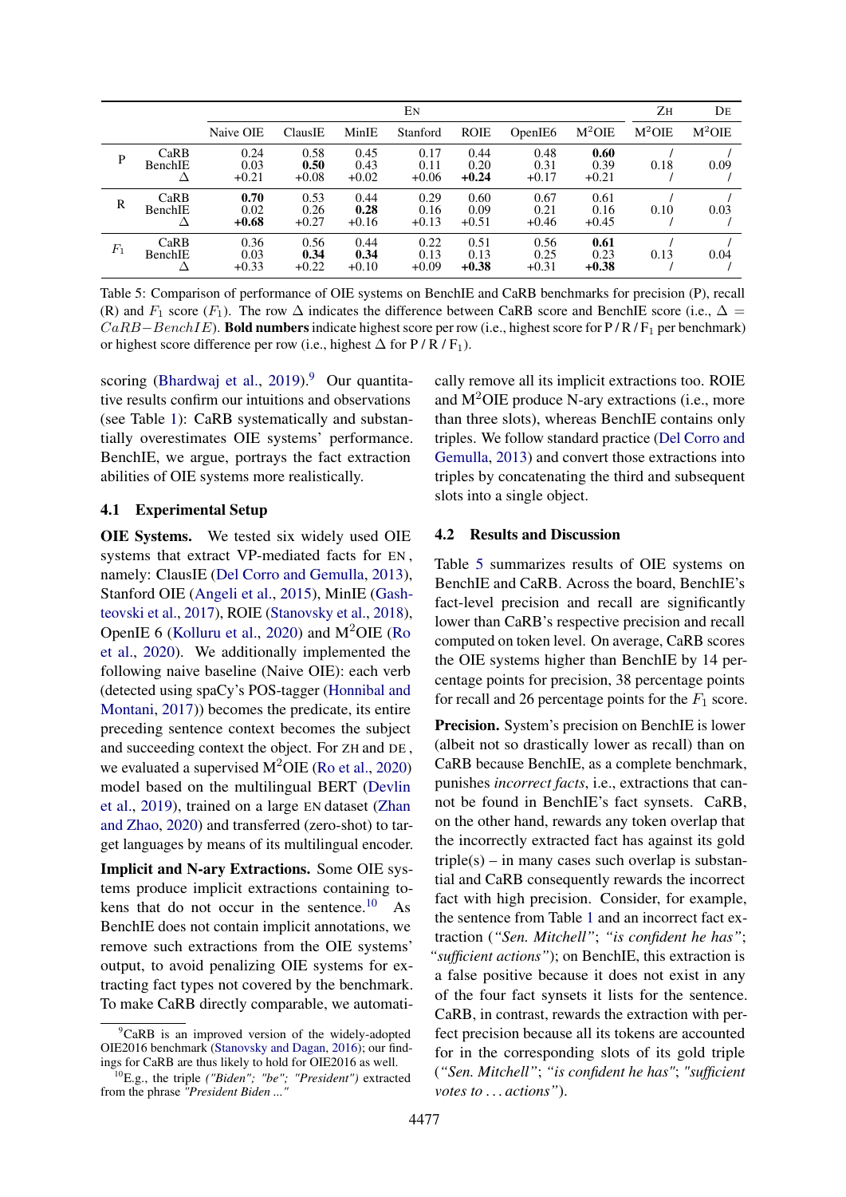| | | EN | | | | | | | ZH | DE |
|---|---|---|---|---|---|---|---|---|---|---|
| | | Naive OIE | ClausIE | MinIE | Stanford | ROIE | OpenIE6 | M²OIE | M²OIE | M²OIE |
| P | CaRB | 0.24 | 0.58 | 0.45 | 0.17 | 0.44 | 0.48 | **0.60** | / | / |
| | BenchIE | 0.03 | **0.50** | 0.43 | 0.11 | 0.20 | 0.31 | 0.39 | 0.18 | 0.09 |
| | Δ | +0.21 | +0.08 | +0.02 | +0.06 | **+0.24** | +0.17 | +0.21 | / | / |
| R | CaRB | **0.70** | 0.53 | 0.44 | 0.29 | 0.60 | 0.67 | 0.61 | / | / |
| | BenchIE | 0.02 | 0.26 | **0.28** | 0.16 | 0.09 | 0.21 | 0.16 | 0.10 | 0.03 |
| | Δ | **+0.68** | +0.27 | +0.16 | +0.13 | +0.51 | +0.46 | +0.45 | / | / |
| $F_1$ | CaRB | 0.36 | 0.56 | 0.44 | 0.22 | 0.51 | 0.56 | **0.61** | / | / |
| | BenchIE | 0.03 | **0.34** | **0.34** | 0.13 | 0.13 | 0.25 | 0.23 | 0.13 | 0.04 |
| | Δ | +0.33 | +0.22 | +0.10 | +0.09 | **+0.38** | +0.31 | **+0.38** | / | / |

Table 5: Comparison of performance of OIE systems on BenchIE and CaRB benchmarks for precision (P), recall (R) and $F_1$ score ($F_1$). The row Δ indicates the difference between CaRB score and BenchIE score (i.e., $\Delta = CaRB - BenchIE$). **Bold numbers** indicate highest score per row (i.e., highest score for P / R / $F_1$ per benchmark) or highest score difference per row (i.e., highest Δ for P / R / $F_1$).

scoring (Bhardwaj et al., 2019).[9] Our quantitative results confirm our intuitions and observations (see Table 1): CaRB systematically and substantially overestimates OIE systems' performance. BenchIE, we argue, portrays the fact extraction abilities of OIE systems more realistically.

### 4.1 Experimental Setup

**OIE Systems.** We tested six widely used OIE systems that extract VP-mediated facts for EN, namely: ClausIE (Del Corro and Gemulla, 2013), Stanford OIE (Angeli et al., 2015), MinIE (Gashteovski et al., 2017), ROIE (Stanovsky et al., 2018), OpenIE 6 (Kolluru et al., 2020) and M²OIE (Ro et al., 2020). We additionally implemented the following naive baseline (Naive OIE): each verb (detected using spaCy's POS-tagger (Honnibal and Montani, 2017)) becomes the predicate, its entire preceding sentence context becomes the subject and succeeding context the object. For ZH and DE, we evaluated a supervised M²OIE (Ro et al., 2020) model based on the multilingual BERT (Devlin et al., 2019), trained on a large EN dataset (Zhan and Zhao, 2020) and transferred (zero-shot) to target languages by means of its multilingual encoder.

**Implicit and N-ary Extractions.** Some OIE systems produce implicit extractions containing tokens that do not occur in the sentence.[10] As BenchIE does not contain implicit annotations, we remove such extractions from the OIE systems' output, to avoid penalizing OIE systems for extracting fact types not covered by the benchmark. To make CaRB directly comparable, we automatically remove all its implicit extractions too. ROIE and M²OIE produce N-ary extractions (i.e., more than three slots), whereas BenchIE contains only triples. We follow standard practice (Del Corro and Gemulla, 2013) and convert those extractions into triples by concatenating the third and subsequent slots into a single object.

### 4.2 Results and Discussion

Table 5 summarizes results of OIE systems on BenchIE and CaRB. Across the board, BenchIE's fact-level precision and recall are significantly lower than CaRB's respective precision and recall computed on token level. On average, CaRB scores the OIE systems higher than BenchIE by 14 percentage points for precision, 38 percentage points for recall and 26 percentage points for the $F_1$ score.

**Precision.** System's precision on BenchIE is lower (albeit not so drastically lower as recall) than on CaRB because BenchIE, as a complete benchmark, punishes *incorrect facts*, i.e., extractions that cannot be found in BenchIE's fact synsets. CaRB, on the other hand, rewards any token overlap that the incorrectly extracted fact has against its gold triple(s) – in many cases such overlap is substantial and CaRB consequently rewards the incorrect fact with high precision. Consider, for example, the sentence from Table 1 and an incorrect fact extraction (*"Sen. Mitchell"*; *"is confident he has"*; *"sufficient actions"*); on BenchIE, this extraction is a false positive because it does not exist in any of the four fact synsets it lists for the sentence. CaRB, in contrast, rewards the extraction with perfect precision because all its tokens are accounted for in the corresponding slots of its gold triple (*"Sen. Mitchell"*; *"is confident he has"*; *"sufficient votes to ... actions"*).

[9] CaRB is an improved version of the widely-adopted OIE2016 benchmark (Stanovsky and Dagan, 2016); our findings for CaRB are thus likely to hold for OIE2016 as well.

[10] E.g., the triple *("Biden"; "be"; "President")* extracted from the phrase *"President Biden ..."*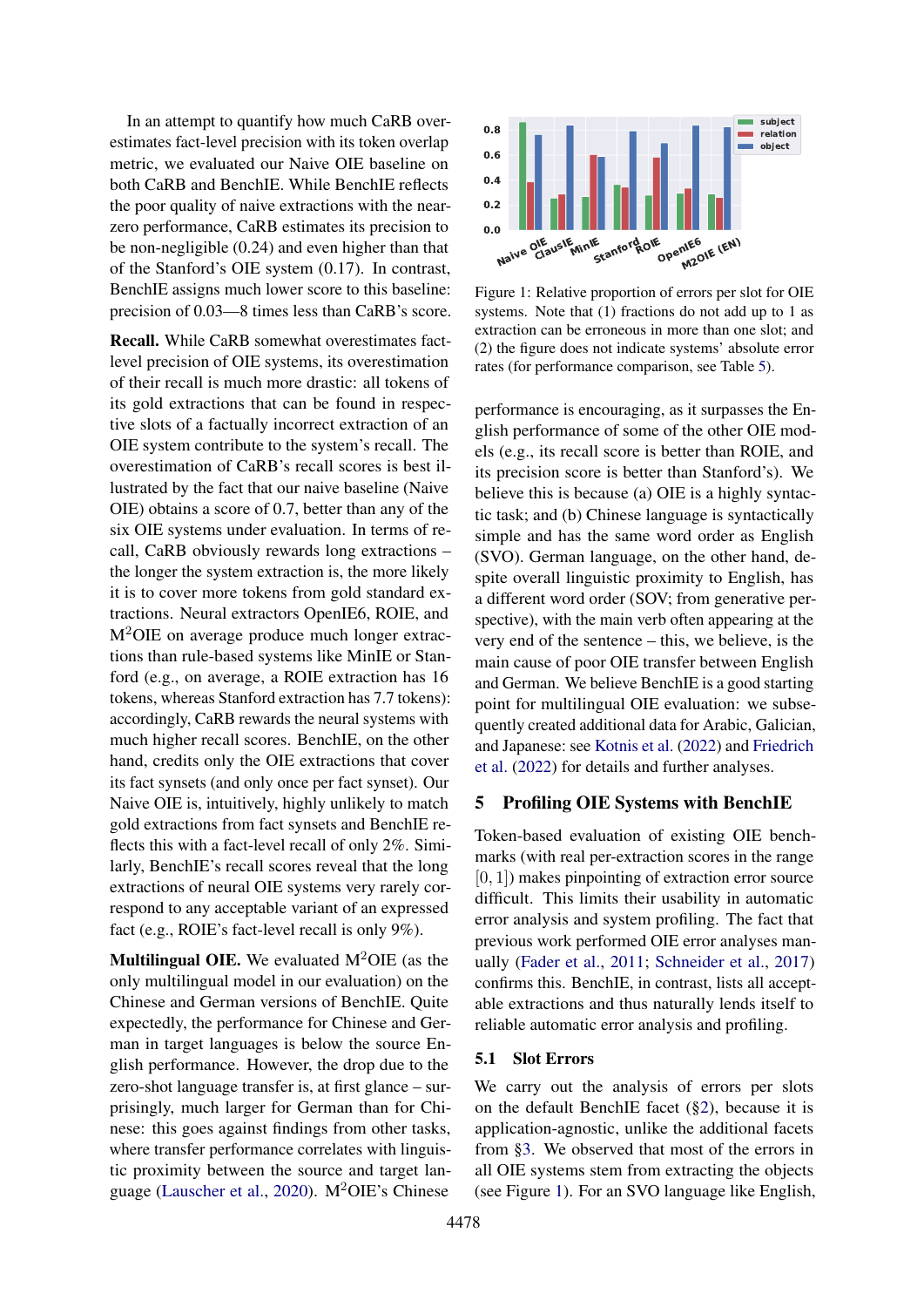In an attempt to quantify how much CaRB overestimates fact-level precision with its token overlap metric, we evaluated our Naive OIE baseline on both CaRB and BenchIE. While BenchIE reflects the poor quality of naive extractions with the near-zero performance, CaRB estimates its precision to be non-negligible (0.24) and even higher than that of the Stanford's OIE system (0.17). In contrast, BenchIE assigns much lower score to this baseline: precision of 0.03—8 times less than CaRB's score.

**Recall.** While CaRB somewhat overestimates fact-level precision of OIE systems, its overestimation of their recall is much more drastic: all tokens of its gold extractions that can be found in respective slots of a factually incorrect extraction of an OIE system contribute to the system's recall. The overestimation of CaRB's recall scores is best illustrated by the fact that our naive baseline (Naive OIE) obtains a score of 0.7, better than any of the six OIE systems under evaluation. In terms of recall, CaRB obviously rewards long extractions – the longer the system extraction is, the more likely it is to cover more tokens from gold standard extractions. Neural extractors OpenIE6, ROIE, and M$^2$OIE on average produce much longer extractions than rule-based systems like MinIE or Stanford (e.g., on average, a ROIE extraction has 16 tokens, whereas Stanford extraction has 7.7 tokens): accordingly, CaRB rewards the neural systems with much higher recall scores. BenchIE, on the other hand, credits only the OIE extractions that cover its fact synsets (and only once per fact synset). Our Naive OIE is, intuitively, highly unlikely to match gold extractions from fact synsets and BenchIE reflects this with a fact-level recall of only 2%. Similarly, BenchIE's recall scores reveal that the long extractions of neural OIE systems very rarely correspond to any acceptable variant of an expressed fact (e.g., ROIE's fact-level recall is only 9%).

**Multilingual OIE.** We evaluated M$^2$OIE (as the only multilingual model in our evaluation) on the Chinese and German versions of BenchIE. Quite expectedly, the performance for Chinese and German in target languages is below the source English performance. However, the drop due to the zero-shot language transfer is, at first glance – surprisingly, much larger for German than for Chinese: this goes against findings from other tasks, where transfer performance correlates with linguistic proximity between the source and target language (Lauscher et al., 2020). M$^2$OIE's Chinese performance is encouraging, as it surpasses the English performance of some of the other OIE models (e.g., its recall score is better than ROIE, and its precision score is better than Stanford's). We believe this is because (a) OIE is a highly syntactic task; and (b) Chinese language is syntactically simple and has the same word order as English (SVO). German language, on the other hand, despite overall linguistic proximity to English, has a different word order (SOV; from generative perspective), with the main verb often appearing at the very end of the sentence – this, we believe, is the main cause of poor OIE transfer between English and German. We believe BenchIE is a good starting point for multilingual OIE evaluation: we subsequently created additional data for Arabic, Galician, and Japanese: see Kotnis et al. (2022) and Friedrich et al. (2022) for details and further analyses.

Figure 1: Relative proportion of errors per slot for OIE systems. Note that (1) fractions do not add up to 1 as extraction can be erroneous in more than one slot; and (2) the figure does not indicate systems' absolute error rates (for performance comparison, see Table 5).

## 5 Profiling OIE Systems with BenchIE

Token-based evaluation of existing OIE benchmarks (with real per-extraction scores in the range $[0, 1]$) makes pinpointing of extraction error source difficult. This limits their usability in automatic error analysis and system profiling. The fact that previous work performed OIE error analyses manually (Fader et al., 2011; Schneider et al., 2017) confirms this. BenchIE, in contrast, lists all acceptable extractions and thus naturally lends itself to reliable automatic error analysis and profiling.

### 5.1 Slot Errors

We carry out the analysis of errors per slots on the default BenchIE facet (§2), because it is application-agnostic, unlike the additional facets from §3. We observed that most of the errors in all OIE systems stem from extracting the objects (see Figure 1). For an SVO language like English,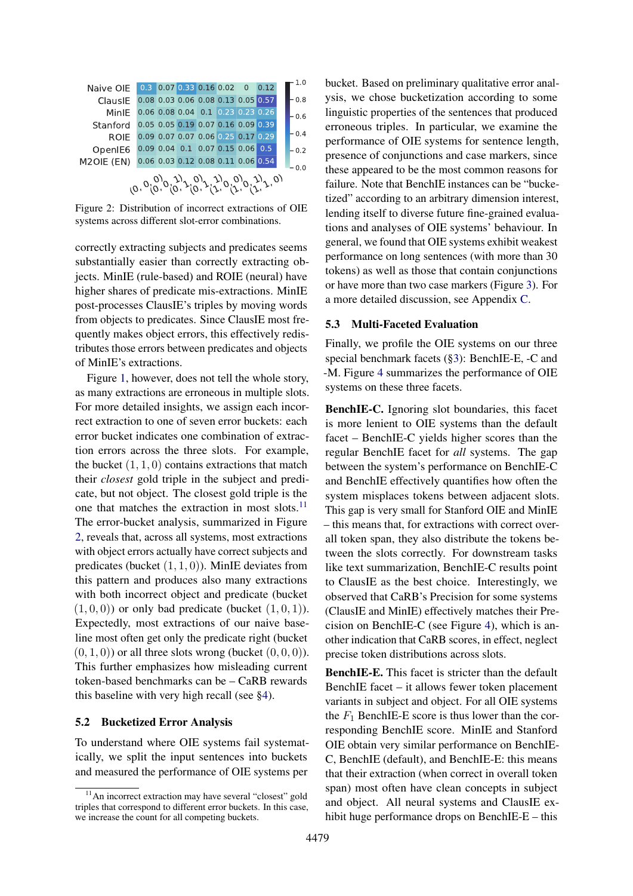| | (0, 0, 0) | (0, 0, 1) | (0, 1, 0) | (0, 1, 1) | (1, 0, 0) | (1, 0, 1) | (1, 1, 0) |
|---|---|---|---|---|---|---|---|
| Naive OIE | 0.3 | 0.07 | 0.33 | 0.16 | 0.02 | 0 | 0.12 |
| ClausIE | 0.08 | 0.03 | 0.06 | 0.08 | 0.13 | 0.05 | 0.57 |
| MinIE | 0.06 | 0.08 | 0.04 | 0.1 | 0.23 | 0.23 | 0.26 |
| Stanford | 0.05 | 0.05 | 0.19 | 0.07 | 0.16 | 0.09 | 0.39 |
| ROIE | 0.09 | 0.07 | 0.07 | 0.06 | 0.25 | 0.17 | 0.29 |
| OpenIE6 | 0.09 | 0.04 | 0.1 | 0.07 | 0.15 | 0.06 | 0.5 |
| M2OIE (EN) | 0.06 | 0.03 | 0.12 | 0.08 | 0.11 | 0.06 | 0.54 |

Figure 2: Distribution of incorrect extractions of OIE systems across different slot-error combinations.

correctly extracting subjects and predicates seems substantially easier than correctly extracting objects. MinIE (rule-based) and ROIE (neural) have higher shares of predicate mis-extractions. MinIE post-processes ClausIE's triples by moving words from objects to predicates. Since ClausIE most frequently makes object errors, this effectively redistributes those errors between predicates and objects of MinIE's extractions.

Figure 1, however, does not tell the whole story, as many extractions are erroneous in multiple slots. For more detailed insights, we assign each incorrect extraction to one of seven error buckets: each error bucket indicates one combination of extraction errors across the three slots. For example, the bucket $(1, 1, 0)$ contains extractions that match their *closest* gold triple in the subject and predicate, but not object. The closest gold triple is the one that matches the extraction in most slots.[11] The error-bucket analysis, summarized in Figure 2, reveals that, across all systems, most extractions with object errors actually have correct subjects and predicates (bucket $(1, 1, 0)$). MinIE deviates from this pattern and produces also many extractions with both incorrect object and predicate (bucket $(1, 0, 0)$) or only bad predicate (bucket $(1, 0, 1)$). Expectedly, most extractions of our naive baseline most often get only the predicate right (bucket $(0, 1, 0)$) or all three slots wrong (bucket $(0, 0, 0)$). This further emphasizes how misleading current token-based benchmarks can be – CaRB rewards this baseline with very high recall (see §4).

## 5.2 Bucketized Error Analysis

To understand where OIE systems fail systematically, we split the input sentences into buckets and measured the performance of OIE systems per bucket. Based on preliminary qualitative error analysis, we chose bucketization according to some linguistic properties of the sentences that produced erroneous triples. In particular, we examine the performance of OIE systems for sentence length, presence of conjunctions and case markers, since these appeared to be the most common reasons for failure. Note that BenchIE instances can be "bucketized" according to an arbitrary dimension interest, lending itself to diverse future fine-grained evaluations and analyses of OIE systems' behaviour. In general, we found that OIE systems exhibit weakest performance on long sentences (with more than 30 tokens) as well as those that contain conjunctions or have more than two case markers (Figure 3). For a more detailed discussion, see Appendix C.

## 5.3 Multi-Faceted Evaluation

Finally, we profile the OIE systems on our three special benchmark facets (§3): BenchIE-E, -C and -M. Figure 4 summarizes the performance of OIE systems on these three facets.

**BenchIE-C.** Ignoring slot boundaries, this facet is more lenient to OIE systems than the default facet – BenchIE-C yields higher scores than the regular BenchIE facet for *all* systems. The gap between the system's performance on BenchIE-C and BenchIE effectively quantifies how often the system misplaces tokens between adjacent slots. This gap is very small for Stanford OIE and MinIE – this means that, for extractions with correct overall token span, they also distribute the tokens between the slots correctly. For downstream tasks like text summarization, BenchIE-C results point to ClausIE as the best choice. Interestingly, we observed that CaRB's Precision for some systems (ClausIE and MinIE) effectively matches their Precision on BenchIE-C (see Figure 4), which is another indication that CaRB scores, in effect, neglect precise token distributions across slots.

**BenchIE-E.** This facet is stricter than the default BenchIE facet – it allows fewer token placement variants in subject and object. For all OIE systems the $F_1$ BenchIE-E score is thus lower than the corresponding BenchIE score. MinIE and Stanford OIE obtain very similar performance on BenchIE-C, BenchIE (default), and BenchIE-E: this means that their extraction (when correct in overall token span) most often have clean concepts in subject and object. All neural systems and ClausIE exhibit huge performance drops on BenchIE-E – this

[11] An incorrect extraction may have several "closest" gold triples that correspond to different error buckets. In this case, we increase the count for all competing buckets.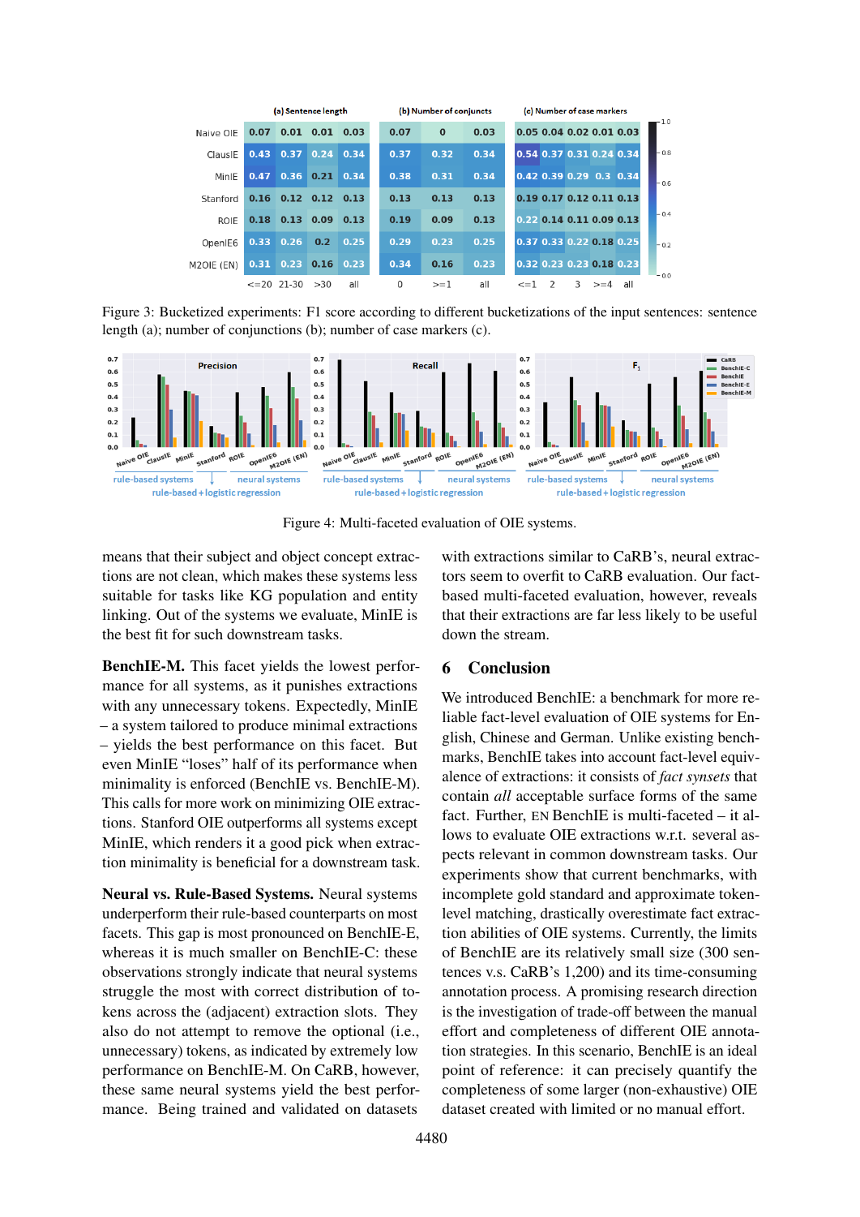|  | (a) Sentence length |  |  |  | (b) Number of conjuncts |  |  | (c) Number of case markers |  |  |  |  |
|---|---|---|---|---|---|---|---|---|---|---|---|---|
|  | <=20 | 21-30 | >30 | all | 0 | >=1 | all | <=1 | 2 | 3 | >=4 | all |
| Naive OIE | 0.07 | 0.01 | 0.01 | 0.03 | 0.07 | 0 | 0.03 | 0.05 | 0.04 | 0.02 | 0.01 | 0.03 |
| ClausIE | 0.43 | 0.37 | 0.24 | 0.34 | 0.37 | 0.32 | 0.34 | 0.54 | 0.37 | 0.31 | 0.24 | 0.34 |
| MinIE | 0.47 | 0.36 | 0.21 | 0.34 | 0.38 | 0.31 | 0.34 | 0.42 | 0.39 | 0.29 | 0.3 | 0.34 |
| Stanford | 0.16 | 0.12 | 0.12 | 0.13 | 0.13 | 0.13 | 0.13 | 0.19 | 0.17 | 0.12 | 0.11 | 0.13 |
| ROIE | 0.18 | 0.13 | 0.09 | 0.13 | 0.19 | 0.09 | 0.13 | 0.22 | 0.14 | 0.11 | 0.09 | 0.13 |
| OpenIE6 | 0.33 | 0.26 | 0.2 | 0.25 | 0.29 | 0.23 | 0.25 | 0.37 | 0.33 | 0.22 | 0.18 | 0.25 |
| M2OIE (EN) | 0.31 | 0.23 | 0.16 | 0.23 | 0.34 | 0.16 | 0.23 | 0.32 | 0.23 | 0.23 | 0.18 | 0.23 |

Figure 3: Bucketized experiments: F1 score according to different bucketizations of the input sentences: sentence length (a); number of conjunctions (b); number of case markers (c).

Figure 4: Multi-faceted evaluation of OIE systems.

means that their subject and object concept extractions are not clean, which makes these systems less suitable for tasks like KG population and entity linking. Out of the systems we evaluate, MinIE is the best fit for such downstream tasks.

**BenchIE-M.** This facet yields the lowest performance for all systems, as it punishes extractions with any unnecessary tokens. Expectedly, MinIE – a system tailored to produce minimal extractions – yields the best performance on this facet. But even MinIE "loses" half of its performance when minimality is enforced (BenchIE vs. BenchIE-M). This calls for more work on minimizing OIE extractions. Stanford OIE outperforms all systems except MinIE, which renders it a good pick when extraction minimality is beneficial for a downstream task.

**Neural vs. Rule-Based Systems.** Neural systems underperform their rule-based counterparts on most facets. This gap is most pronounced on BenchIE-E, whereas it is much smaller on BenchIE-C: these observations strongly indicate that neural systems struggle the most with correct distribution of tokens across the (adjacent) extraction slots. They also do not attempt to remove the optional (i.e., unnecessary) tokens, as indicated by extremely low performance on BenchIE-M. On CaRB, however, these same neural systems yield the best performance. Being trained and validated on datasets with extractions similar to CaRB's, neural extractors seem to overfit to CaRB evaluation. Our fact-based multi-faceted evaluation, however, reveals that their extractions are far less likely to be useful down the stream.

## 6 Conclusion

We introduced BenchIE: a benchmark for more reliable fact-level evaluation of OIE systems for English, Chinese and German. Unlike existing benchmarks, BenchIE takes into account fact-level equivalence of extractions: it consists of *fact synsets* that contain *all* acceptable surface forms of the same fact. Further, EN BenchIE is multi-faceted – it allows to evaluate OIE extractions w.r.t. several aspects relevant in common downstream tasks. Our experiments show that current benchmarks, with incomplete gold standard and approximate token-level matching, drastically overestimate fact extraction abilities of OIE systems. Currently, the limits of BenchIE are its relatively small size (300 sentences v.s. CaRB's 1,200) and its time-consuming annotation process. A promising research direction is the investigation of trade-off between the manual effort and completeness of different OIE annotation strategies. In this scenario, BenchIE is an ideal point of reference: it can precisely quantify the completeness of some larger (non-exhaustive) OIE dataset created with limited or no manual effort.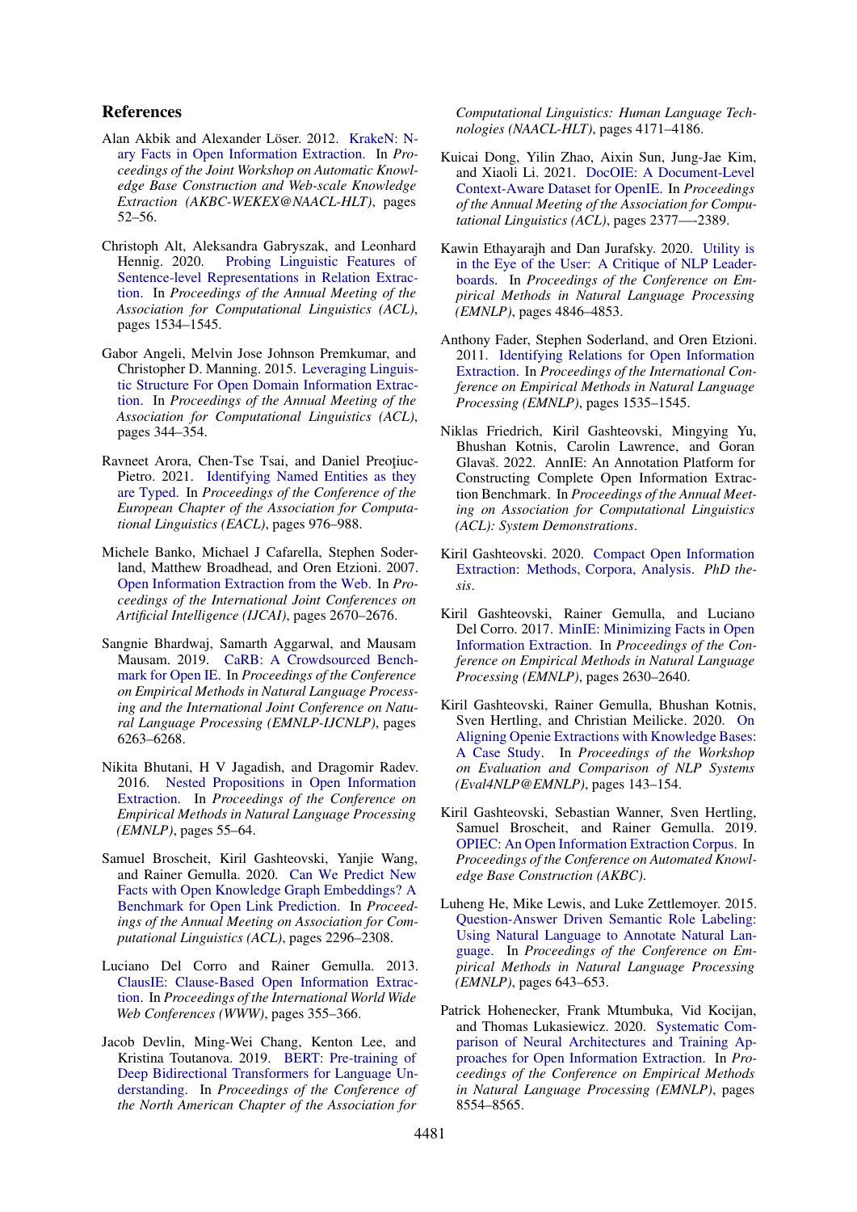## References

Alan Akbik and Alexander Löser. 2012. KrakeN: N-ary Facts in Open Information Extraction. In *Proceedings of the Joint Workshop on Automatic Knowledge Base Construction and Web-scale Knowledge Extraction (AKBC-WEKEX@NAACL-HLT)*, pages 52–56.

Christoph Alt, Aleksandra Gabryszak, and Leonhard Hennig. 2020. Probing Linguistic Features of Sentence-level Representations in Relation Extraction. In *Proceedings of the Annual Meeting of the Association for Computational Linguistics (ACL)*, pages 1534–1545.

Gabor Angeli, Melvin Jose Johnson Premkumar, and Christopher D. Manning. 2015. Leveraging Linguistic Structure For Open Domain Information Extraction. In *Proceedings of the Annual Meeting of the Association for Computational Linguistics (ACL)*, pages 344–354.

Ravneet Arora, Chen-Tse Tsai, and Daniel Preoţiuc-Pietro. 2021. Identifying Named Entities as they are Typed. In *Proceedings of the Conference of the European Chapter of the Association for Computational Linguistics (EACL)*, pages 976–988.

Michele Banko, Michael J Cafarella, Stephen Soderland, Matthew Broadhead, and Oren Etzioni. 2007. Open Information Extraction from the Web. In *Proceedings of the International Joint Conferences on Artificial Intelligence (IJCAI)*, pages 2670–2676.

Sangnie Bhardwaj, Samarth Aggarwal, and Mausam Mausam. 2019. CaRB: A Crowdsourced Benchmark for Open IE. In *Proceedings of the Conference on Empirical Methods in Natural Language Processing and the International Joint Conference on Natural Language Processing (EMNLP-IJCNLP)*, pages 6263–6268.

Nikita Bhutani, H V Jagadish, and Dragomir Radev. 2016. Nested Propositions in Open Information Extraction. In *Proceedings of the Conference on Empirical Methods in Natural Language Processing (EMNLP)*, pages 55–64.

Samuel Broscheit, Kiril Gashteovski, Yanjie Wang, and Rainer Gemulla. 2020. Can We Predict New Facts with Open Knowledge Graph Embeddings? A Benchmark for Open Link Prediction. In *Proceedings of the Annual Meeting on Association for Computational Linguistics (ACL)*, pages 2296–2308.

Luciano Del Corro and Rainer Gemulla. 2013. ClausIE: Clause-Based Open Information Extraction. In *Proceedings of the International World Wide Web Conferences (WWW)*, pages 355–366.

Jacob Devlin, Ming-Wei Chang, Kenton Lee, and Kristina Toutanova. 2019. BERT: Pre-training of Deep Bidirectional Transformers for Language Understanding. In *Proceedings of the Conference of the North American Chapter of the Association for Computational Linguistics: Human Language Technologies (NAACL-HLT)*, pages 4171–4186.

Kuicai Dong, Yilin Zhao, Aixin Sun, Jung-Jae Kim, and Xiaoli Li. 2021. DocOIE: A Document-Level Context-Aware Dataset for OpenIE. In *Proceedings of the Annual Meeting of the Association for Computational Linguistics (ACL)*, pages 2377—-2389.

Kawin Ethayarajh and Dan Jurafsky. 2020. Utility is in the Eye of the User: A Critique of NLP Leaderboards. In *Proceedings of the Conference on Empirical Methods in Natural Language Processing (EMNLP)*, pages 4846–4853.

Anthony Fader, Stephen Soderland, and Oren Etzioni. 2011. Identifying Relations for Open Information Extraction. In *Proceedings of the International Conference on Empirical Methods in Natural Language Processing (EMNLP)*, pages 1535–1545.

Niklas Friedrich, Kiril Gashteovski, Mingying Yu, Bhushan Kotnis, Carolin Lawrence, and Goran Glavaš. 2022. AnnIE: An Annotation Platform for Constructing Complete Open Information Extraction Benchmark. In *Proceedings of the Annual Meeting on Association for Computational Linguistics (ACL): System Demonstrations*.

Kiril Gashteovski. 2020. Compact Open Information Extraction: Methods, Corpora, Analysis. *PhD thesis*.

Kiril Gashteovski, Rainer Gemulla, and Luciano Del Corro. 2017. MinIE: Minimizing Facts in Open Information Extraction. In *Proceedings of the Conference on Empirical Methods in Natural Language Processing (EMNLP)*, pages 2630–2640.

Kiril Gashteovski, Rainer Gemulla, Bhushan Kotnis, Sven Hertling, and Christian Meilicke. 2020. On Aligning Openie Extractions with Knowledge Bases: A Case Study. In *Proceedings of the Workshop on Evaluation and Comparison of NLP Systems (Eval4NLP@EMNLP)*, pages 143–154.

Kiril Gashteovski, Sebastian Wanner, Sven Hertling, Samuel Broscheit, and Rainer Gemulla. 2019. OPIEC: An Open Information Extraction Corpus. In *Proceedings of the Conference on Automated Knowledge Base Construction (AKBC)*.

Luheng He, Mike Lewis, and Luke Zettlemoyer. 2015. Question-Answer Driven Semantic Role Labeling: Using Natural Language to Annotate Natural Language. In *Proceedings of the Conference on Empirical Methods in Natural Language Processing (EMNLP)*, pages 643–653.

Patrick Hohenecker, Frank Mtumbuka, Vid Kocijan, and Thomas Lukasiewicz. 2020. Systematic Comparison of Neural Architectures and Training Approaches for Open Information Extraction. In *Proceedings of the Conference on Empirical Methods in Natural Language Processing (EMNLP)*, pages 8554–8565.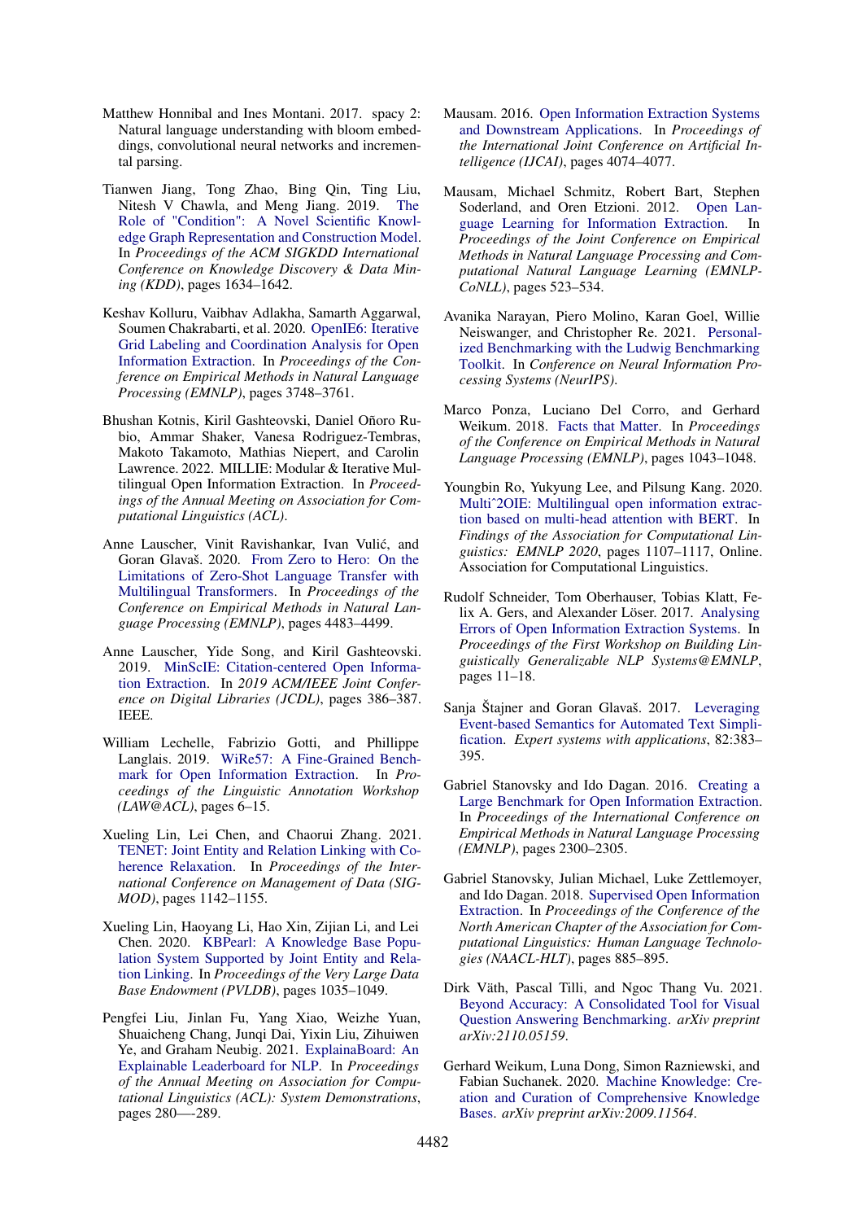Matthew Honnibal and Ines Montani. 2017. spacy 2: Natural language understanding with bloom embeddings, convolutional neural networks and incremental parsing.

Tianwen Jiang, Tong Zhao, Bing Qin, Ting Liu, Nitesh V Chawla, and Meng Jiang. 2019. The Role of "Condition": A Novel Scientific Knowledge Graph Representation and Construction Model. In *Proceedings of the ACM SIGKDD International Conference on Knowledge Discovery & Data Mining (KDD)*, pages 1634–1642.

Keshav Kolluru, Vaibhav Adlakha, Samarth Aggarwal, Soumen Chakrabarti, et al. 2020. OpenIE6: Iterative Grid Labeling and Coordination Analysis for Open Information Extraction. In *Proceedings of the Conference on Empirical Methods in Natural Language Processing (EMNLP)*, pages 3748–3761.

Bhushan Kotnis, Kiril Gashteovski, Daniel Oñoro Rubio, Ammar Shaker, Vanesa Rodriguez-Tembras, Makoto Takamoto, Mathias Niepert, and Carolin Lawrence. 2022. MILLIE: Modular & Iterative Multilingual Open Information Extraction. In *Proceedings of the Annual Meeting on Association for Computational Linguistics (ACL)*.

Anne Lauscher, Vinit Ravishankar, Ivan Vulić, and Goran Glavaš. 2020. From Zero to Hero: On the Limitations of Zero-Shot Language Transfer with Multilingual Transformers. In *Proceedings of the Conference on Empirical Methods in Natural Language Processing (EMNLP)*, pages 4483–4499.

Anne Lauscher, Yide Song, and Kiril Gashteovski. 2019. MinScIE: Citation-centered Open Information Extraction. In *2019 ACM/IEEE Joint Conference on Digital Libraries (JCDL)*, pages 386–387. IEEE.

William Lechelle, Fabrizio Gotti, and Phillippe Langlais. 2019. WiRe57: A Fine-Grained Benchmark for Open Information Extraction. In *Proceedings of the Linguistic Annotation Workshop (LAW@ACL)*, pages 6–15.

Xueling Lin, Lei Chen, and Chaorui Zhang. 2021. TENET: Joint Entity and Relation Linking with Coherence Relaxation. In *Proceedings of the International Conference on Management of Data (SIGMOD)*, pages 1142–1155.

Xueling Lin, Haoyang Li, Hao Xin, Zijian Li, and Lei Chen. 2020. KBPearl: A Knowledge Base Population System Supported by Joint Entity and Relation Linking. In *Proceedings of the Very Large Data Base Endowment (PVLDB)*, pages 1035–1049.

Pengfei Liu, Jinlan Fu, Yang Xiao, Weizhe Yuan, Shuaicheng Chang, Junqi Dai, Yixin Liu, Zihuiwen Ye, and Graham Neubig. 2021. ExplainaBoard: An Explainable Leaderboard for NLP. In *Proceedings of the Annual Meeting on Association for Computational Linguistics (ACL): System Demonstrations*, pages 280—-289.

Mausam. 2016. Open Information Extraction Systems and Downstream Applications. In *Proceedings of the International Joint Conference on Artificial Intelligence (IJCAI)*, pages 4074–4077.

Mausam, Michael Schmitz, Robert Bart, Stephen Soderland, and Oren Etzioni. 2012. Open Language Learning for Information Extraction. In *Proceedings of the Joint Conference on Empirical Methods in Natural Language Processing and Computational Natural Language Learning (EMNLP-CoNLL)*, pages 523–534.

Avanika Narayan, Piero Molino, Karan Goel, Willie Neiswanger, and Christopher Re. 2021. Personalized Benchmarking with the Ludwig Benchmarking Toolkit. In *Conference on Neural Information Processing Systems (NeurIPS)*.

Marco Ponza, Luciano Del Corro, and Gerhard Weikum. 2018. Facts that Matter. In *Proceedings of the Conference on Empirical Methods in Natural Language Processing (EMNLP)*, pages 1043–1048.

Youngbin Ro, Yukyung Lee, and Pilsung Kang. 2020. Multiˆ2OIE: Multilingual open information extraction based on multi-head attention with BERT. In *Findings of the Association for Computational Linguistics: EMNLP 2020*, pages 1107–1117, Online. Association for Computational Linguistics.

Rudolf Schneider, Tom Oberhauser, Tobias Klatt, Felix A. Gers, and Alexander Löser. 2017. Analysing Errors of Open Information Extraction Systems. In *Proceedings of the First Workshop on Building Linguistically Generalizable NLP Systems@EMNLP*, pages 11–18.

Sanja Štajner and Goran Glavaš. 2017. Leveraging Event-based Semantics for Automated Text Simplification. *Expert systems with applications*, 82:383–395.

Gabriel Stanovsky and Ido Dagan. 2016. Creating a Large Benchmark for Open Information Extraction. In *Proceedings of the International Conference on Empirical Methods in Natural Language Processing (EMNLP)*, pages 2300–2305.

Gabriel Stanovsky, Julian Michael, Luke Zettlemoyer, and Ido Dagan. 2018. Supervised Open Information Extraction. In *Proceedings of the Conference of the North American Chapter of the Association for Computational Linguistics: Human Language Technologies (NAACL-HLT)*, pages 885–895.

Dirk Väth, Pascal Tilli, and Ngoc Thang Vu. 2021. Beyond Accuracy: A Consolidated Tool for Visual Question Answering Benchmarking. *arXiv preprint arXiv:2110.05159*.

Gerhard Weikum, Luna Dong, Simon Razniewski, and Fabian Suchanek. 2020. Machine Knowledge: Creation and Curation of Comprehensive Knowledge Bases. *arXiv preprint arXiv:2009.11564*.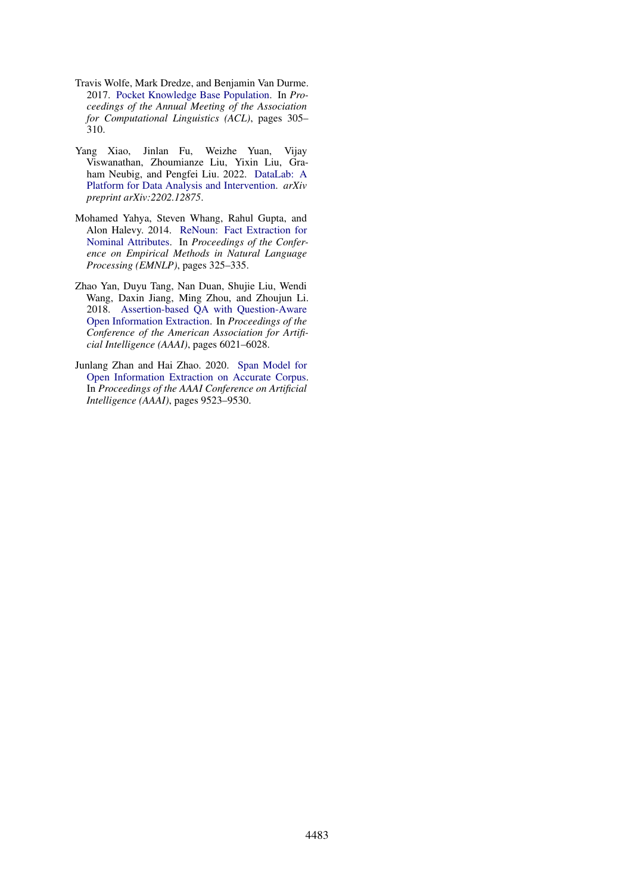Travis Wolfe, Mark Dredze, and Benjamin Van Durme. 2017. Pocket Knowledge Base Population. In *Proceedings of the Annual Meeting of the Association for Computational Linguistics (ACL)*, pages 305–310.

Yang Xiao, Jinlan Fu, Weizhe Yuan, Vijay Viswanathan, Zhoumianze Liu, Yixin Liu, Graham Neubig, and Pengfei Liu. 2022. DataLab: A Platform for Data Analysis and Intervention. *arXiv preprint arXiv:2202.12875*.

Mohamed Yahya, Steven Whang, Rahul Gupta, and Alon Halevy. 2014. ReNoun: Fact Extraction for Nominal Attributes. In *Proceedings of the Conference on Empirical Methods in Natural Language Processing (EMNLP)*, pages 325–335.

Zhao Yan, Duyu Tang, Nan Duan, Shujie Liu, Wendi Wang, Daxin Jiang, Ming Zhou, and Zhoujun Li. 2018. Assertion-based QA with Question-Aware Open Information Extraction. In *Proceedings of the Conference of the American Association for Artificial Intelligence (AAAI)*, pages 6021–6028.

Junlang Zhan and Hai Zhao. 2020. Span Model for Open Information Extraction on Accurate Corpus. In *Proceedings of the AAAI Conference on Artificial Intelligence (AAAI)*, pages 9523–9530.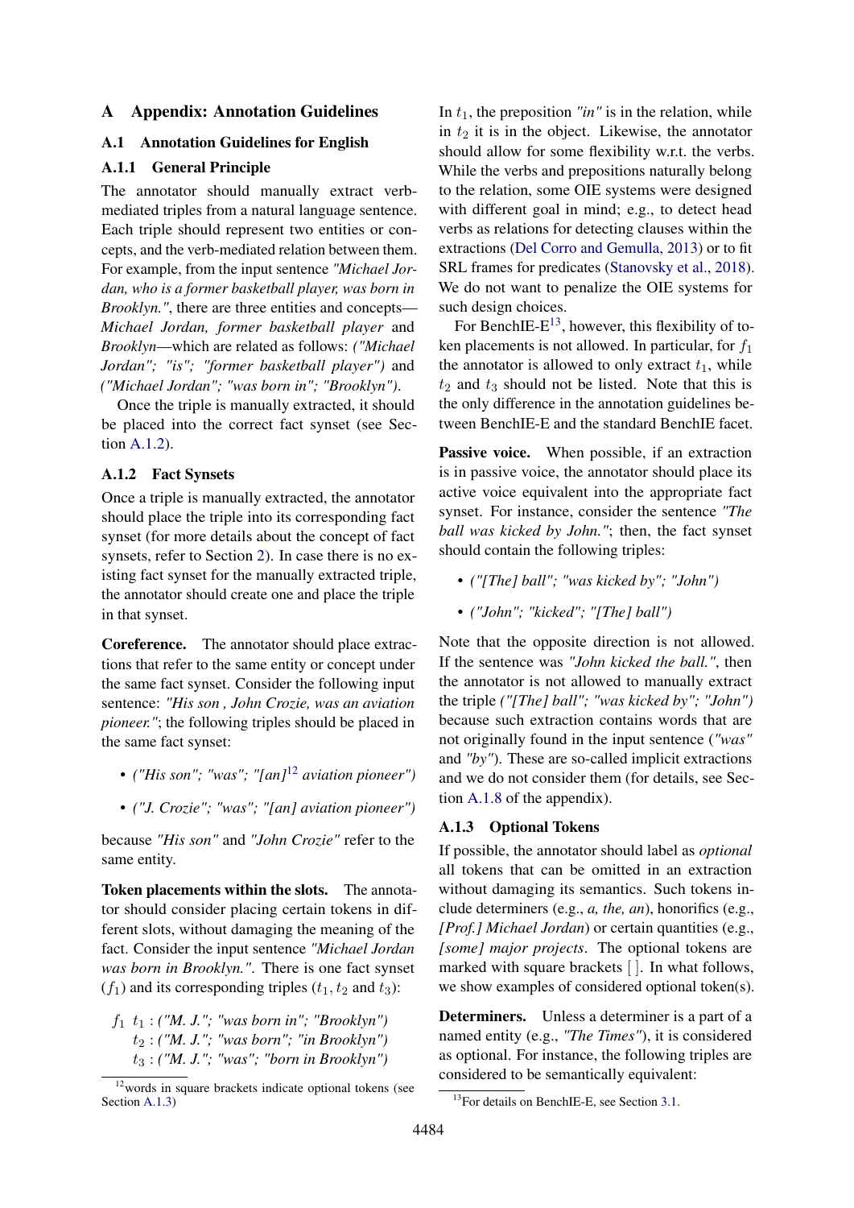# A Appendix: Annotation Guidelines

## A.1 Annotation Guidelines for English

### A.1.1 General Principle

The annotator should manually extract verb-mediated triples from a natural language sentence. Each triple should represent two entities or concepts, and the verb-mediated relation between them. For example, from the input sentence *"Michael Jordan, who is a former basketball player, was born in Brooklyn."*, there are three entities and concepts—*Michael Jordan, former basketball player* and *Brooklyn*—which are related as follows: *("Michael Jordan"; "is"; "former basketball player")* and *("Michael Jordan"; "was born in"; "Brooklyn")*.

Once the triple is manually extracted, it should be placed into the correct fact synset (see Section A.1.2).

### A.1.2 Fact Synsets

Once a triple is manually extracted, the annotator should place the triple into its corresponding fact synset (for more details about the concept of fact synsets, refer to Section 2). In case there is no existing fact synset for the manually extracted triple, the annotator should create one and place the triple in that synset.

**Coreference.** The annotator should place extractions that refer to the same entity or concept under the same fact synset. Consider the following input sentence: *"His son , John Crozie, was an aviation pioneer."*; the following triples should be placed in the same fact synset:

- *("His son"; "was"; "[an]*[12] *aviation pioneer")*
- *("J. Crozie"; "was"; "[an] aviation pioneer")*

because *"His son"* and *"John Crozie"* refer to the same entity.

**Token placements within the slots.** The annotator should consider placing certain tokens in different slots, without damaging the meaning of the fact. Consider the input sentence *"Michael Jordan was born in Brooklyn."*. There is one fact synset ($f_1$) and its corresponding triples ($t_1, t_2$ and $t_3$):

$f_1$ $t_1$ : *("M. J."; "was born in"; "Brooklyn")*
$t_2$ : *("M. J."; "was born"; "in Brooklyn")*
$t_3$ : *("M. J."; "was"; "born in Brooklyn")*

In $t_1$, the preposition *"in"* is in the relation, while in $t_2$ it is in the object. Likewise, the annotator should allow for some flexibility w.r.t. the verbs. While the verbs and prepositions naturally belong to the relation, some OIE systems were designed with different goal in mind; e.g., to detect head verbs as relations for detecting clauses within the extractions (Del Corro and Gemulla, 2013) or to fit SRL frames for predicates (Stanovsky et al., 2018). We do not want to penalize the OIE systems for such design choices.

For BenchIE-E[13], however, this flexibility of token placements is not allowed. In particular, for $f_1$ the annotator is allowed to only extract $t_1$, while $t_2$ and $t_3$ should not be listed. Note that this is the only difference in the annotation guidelines between BenchIE-E and the standard BenchIE facet.

**Passive voice.** When possible, if an extraction is in passive voice, the annotator should place its active voice equivalent into the appropriate fact synset. For instance, consider the sentence *"The ball was kicked by John."*; then, the fact synset should contain the following triples:

- *("[The] ball"; "was kicked by"; "John")*
- *("John"; "kicked"; "[The] ball")*

Note that the opposite direction is not allowed. If the sentence was *"John kicked the ball."*, then the annotator is not allowed to manually extract the triple *("[The] ball"; "was kicked by"; "John")* because such extraction contains words that are not originally found in the input sentence (*"was"* and *"by"*). These are so-called implicit extractions and we do not consider them (for details, see Section A.1.8 of the appendix).

### A.1.3 Optional Tokens

If possible, the annotator should label as *optional* all tokens that can be omitted in an extraction without damaging its semantics. Such tokens include determiners (e.g., *a, the, an*), honorifics (e.g., *[Prof.] Michael Jordan*) or certain quantities (e.g., *[some] major projects*. The optional tokens are marked with square brackets [ ]. In what follows, we show examples of considered optional token(s).

**Determiners.** Unless a determiner is a part of a named entity (e.g., *"The Times"*), it is considered as optional. For instance, the following triples are considered to be semantically equivalent:

[12] words in square brackets indicate optional tokens (see Section A.1.3)

[13] For details on BenchIE-E, see Section 3.1.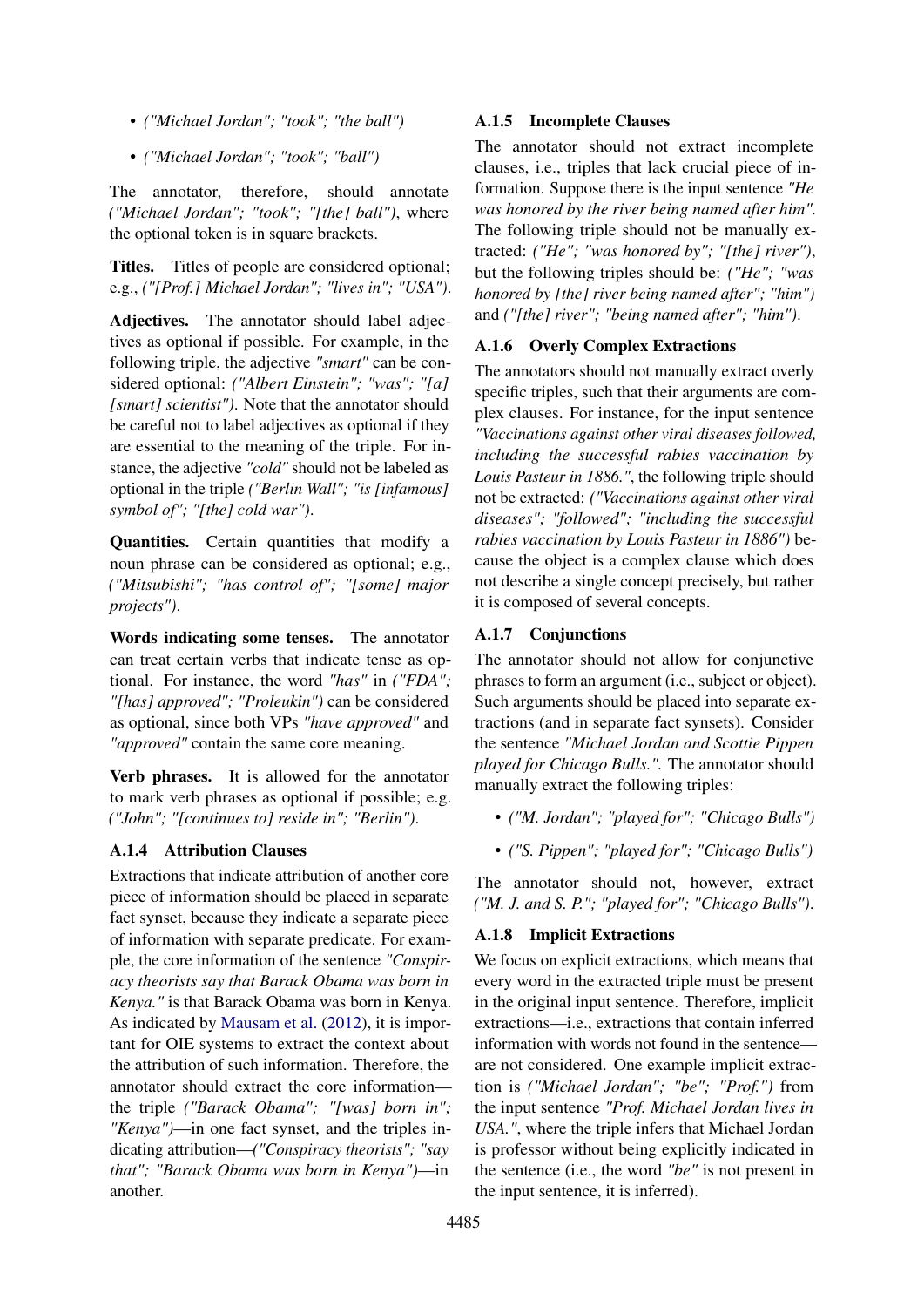- *("Michael Jordan"; "took"; "the ball")*
- *("Michael Jordan"; "took"; "ball")*

The annotator, therefore, should annotate *("Michael Jordan"; "took"; "[the] ball")*, where the optional token is in square brackets.

**Titles.** Titles of people are considered optional; e.g., *("[Prof.] Michael Jordan"; "lives in"; "USA")*.

**Adjectives.** The annotator should label adjectives as optional if possible. For example, in the following triple, the adjective *"smart"* can be considered optional: *("Albert Einstein"; "was"; "[a] [smart] scientist")*. Note that the annotator should be careful not to label adjectives as optional if they are essential to the meaning of the triple. For instance, the adjective *"cold"* should not be labeled as optional in the triple *("Berlin Wall"; "is [infamous] symbol of"; "[the] cold war")*.

**Quantities.** Certain quantities that modify a noun phrase can be considered as optional; e.g., *("Mitsubishi"; "has control of"; "[some] major projects")*.

**Words indicating some tenses.** The annotator can treat certain verbs that indicate tense as optional. For instance, the word *"has"* in *("FDA"; "[has] approved"; "Proleukin")* can be considered as optional, since both VPs *"have approved"* and *"approved"* contain the same core meaning.

**Verb phrases.** It is allowed for the annotator to mark verb phrases as optional if possible; e.g. *("John"; "[continues to] reside in"; "Berlin")*.

### A.1.4 Attribution Clauses

Extractions that indicate attribution of another core piece of information should be placed in separate fact synset, because they indicate a separate piece of information with separate predicate. For example, the core information of the sentence *"Conspiracy theorists say that Barack Obama was born in Kenya."* is that Barack Obama was born in Kenya. As indicated by Mausam et al. (2012), it is important for OIE systems to extract the context about the attribution of such information. Therefore, the annotator should extract the core information—the triple *("Barack Obama"; "[was] born in"; "Kenya")*—in one fact synset, and the triples indicating attribution—*("Conspiracy theorists"; "say that"; "Barack Obama was born in Kenya")*—in another.

### A.1.5 Incomplete Clauses

The annotator should not extract incomplete clauses, i.e., triples that lack crucial piece of information. Suppose there is the input sentence *"He was honored by the river being named after him"*. The following triple should not be manually extracted: *("He"; "was honored by"; "[the] river")*, but the following triples should be: *("He"; "was honored by [the] river being named after"; "him")* and *("[the] river"; "being named after"; "him")*.

### A.1.6 Overly Complex Extractions

The annotators should not manually extract overly specific triples, such that their arguments are complex clauses. For instance, for the input sentence *"Vaccinations against other viral diseases followed, including the successful rabies vaccination by Louis Pasteur in 1886."*, the following triple should not be extracted: *("Vaccinations against other viral diseases"; "followed"; "including the successful rabies vaccination by Louis Pasteur in 1886")* because the object is a complex clause which does not describe a single concept precisely, but rather it is composed of several concepts.

### A.1.7 Conjunctions

The annotator should not allow for conjunctive phrases to form an argument (i.e., subject or object). Such arguments should be placed into separate extractions (and in separate fact synsets). Consider the sentence *"Michael Jordan and Scottie Pippen played for Chicago Bulls."*. The annotator should manually extract the following triples:

- *("M. Jordan"; "played for"; "Chicago Bulls")*
- *("S. Pippen"; "played for"; "Chicago Bulls")*

The annotator should not, however, extract *("M. J. and S. P."; "played for"; "Chicago Bulls")*.

### A.1.8 Implicit Extractions

We focus on explicit extractions, which means that every word in the extracted triple must be present in the original input sentence. Therefore, implicit extractions—i.e., extractions that contain inferred information with words not found in the sentence—are not considered. One example implicit extraction is *("Michael Jordan"; "be"; "Prof.")* from the input sentence *"Prof. Michael Jordan lives in USA."*, where the triple infers that Michael Jordan is professor without being explicitly indicated in the sentence (i.e., the word *"be"* is not present in the input sentence, it is inferred).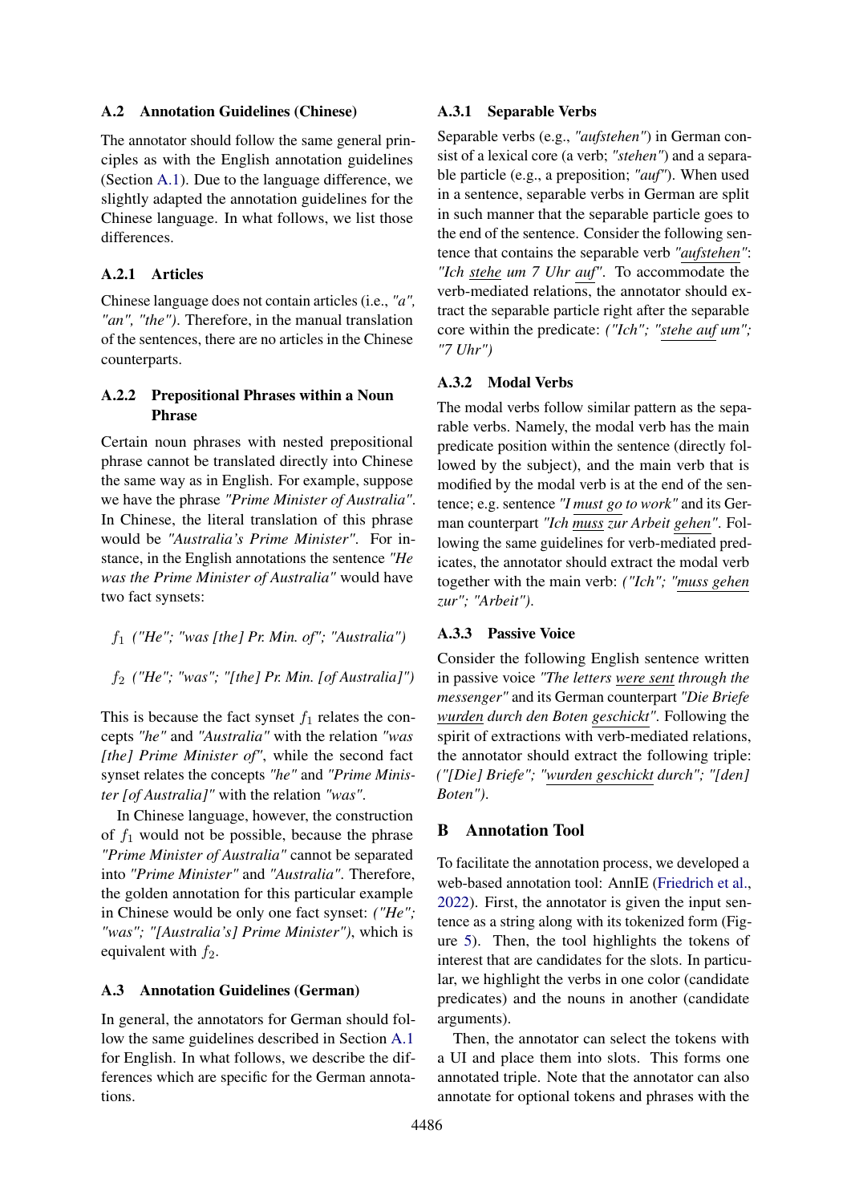### A.2 Annotation Guidelines (Chinese)

The annotator should follow the same general principles as with the English annotation guidelines (Section A.1). Due to the language difference, we slightly adapted the annotation guidelines for the Chinese language. In what follows, we list those differences.

#### A.2.1 Articles

Chinese language does not contain articles (i.e., *"a", "an", "the")*. Therefore, in the manual translation of the sentences, there are no articles in the Chinese counterparts.

#### A.2.2 Prepositional Phrases within a Noun Phrase

Certain noun phrases with nested prepositional phrase cannot be translated directly into Chinese the same way as in English. For example, suppose we have the phrase *"Prime Minister of Australia"*. In Chinese, the literal translation of this phrase would be *"Australia's Prime Minister"*. For instance, in the English annotations the sentence *"He was the Prime Minister of Australia"* would have two fact synsets:

$f_1$ *("He"; "was [the] Pr. Min. of"; "Australia")*

$f_2$ *("He"; "was"; "[the] Pr. Min. [of Australia]")*

This is because the fact synset $f_1$ relates the concepts *"he"* and *"Australia"* with the relation *"was [the] Prime Minister of"*, while the second fact synset relates the concepts *"he"* and *"Prime Minister [of Australia]"* with the relation *"was"*.

In Chinese language, however, the construction of $f_1$ would not be possible, because the phrase *"Prime Minister of Australia"* cannot be separated into *"Prime Minister"* and *"Australia"*. Therefore, the golden annotation for this particular example in Chinese would be only one fact synset: *("He"; "was"; "[Australia's] Prime Minister")*, which is equivalent with $f_2$.

### A.3 Annotation Guidelines (German)

In general, the annotators for German should follow the same guidelines described in Section A.1 for English. In what follows, we describe the differences which are specific for the German annotations.

#### A.3.1 Separable Verbs

Separable verbs (e.g., *"aufstehen"*) in German consist of a lexical core (a verb; *"stehen"*) and a separable particle (e.g., a preposition; *"auf"*). When used in a sentence, separable verbs in German are split in such manner that the separable particle goes to the end of the sentence. Consider the following sentence that contains the separable verb *"aufstehen"*: *"Ich stehe um 7 Uhr auf"*. To accommodate the verb-mediated relations, the annotator should extract the separable particle right after the separable core within the predicate: *("Ich"; "stehe auf um"; "7 Uhr")*

#### A.3.2 Modal Verbs

The modal verbs follow similar pattern as the separable verbs. Namely, the modal verb has the main predicate position within the sentence (directly followed by the subject), and the main verb that is modified by the modal verb is at the end of the sentence; e.g. sentence *"I must go to work"* and its German counterpart *"Ich muss zur Arbeit gehen"*. Following the same guidelines for verb-mediated predicates, the annotator should extract the modal verb together with the main verb: *("Ich"; "muss gehen zur"; "Arbeit")*.

#### A.3.3 Passive Voice

Consider the following English sentence written in passive voice *"The letters were sent through the messenger"* and its German counterpart *"Die Briefe wurden durch den Boten geschickt"*. Following the spirit of extractions with verb-mediated relations, the annotator should extract the following triple: *("[Die] Briefe"; "wurden geschickt durch"; "[den] Boten")*.

## B Annotation Tool

To facilitate the annotation process, we developed a web-based annotation tool: AnnIE (Friedrich et al., 2022). First, the annotator is given the input sentence as a string along with its tokenized form (Figure 5). Then, the tool highlights the tokens of interest that are candidates for the slots. In particular, we highlight the verbs in one color (candidate predicates) and the nouns in another (candidate arguments).

Then, the annotator can select the tokens with a UI and place them into slots. This forms one annotated triple. Note that the annotator can also annotate for optional tokens and phrases with the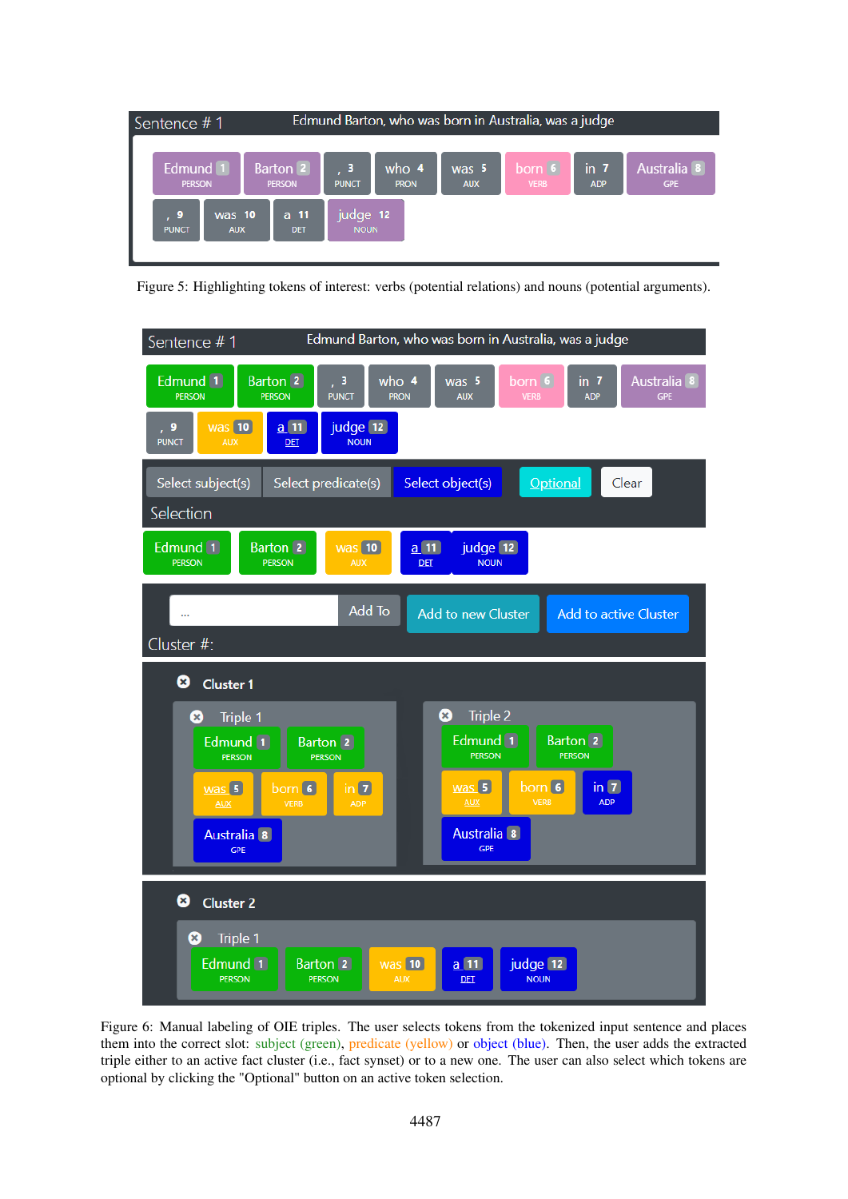Sentence # 1 Edmund Barton, who was born in Australia, was a judge

Edmund 1 PERSON | Barton 2 PERSON | , 3 PUNCT | who 4 PRON | was 5 AUX | born 6 VERB | in 7 ADP | Australia 8 GPE | , 9 PUNCT | was 10 AUX | a 11 DET | judge 12 NOUN

Figure 5: Highlighting tokens of interest: verbs (potential relations) and nouns (potential arguments).

Sentence # 1 Edmund Barton, who was born in Australia, was a judge

Edmund 1 PERSON | Barton 2 PERSON | , 3 PUNCT | who 4 PRON | was 5 AUX | born 6 VERB | in 7 ADP | Australia 8 GPE | , 9 PUNCT | was 10 AUX | a 11 DET | judge 12 NOUN

Select subject(s) | Select predicate(s) | Select object(s) | Optional | Clear

Selection

Edmund 1 PERSON | Barton 2 PERSON | was 10 AUX | a 11 DET | judge 12 NOUN

... | Add To | Add to new Cluster | Add to active Cluster

Cluster #:

**Cluster 1**

Triple 1

Edmund 1 PERSON | Barton 2 PERSON | was 5 AUX | born 6 VERB | in 7 ADP | Australia 8 GPE

Triple 2

Edmund 1 PERSON | Barton 2 PERSON | was 5 AUX | born 6 VERB | in 7 ADP | Australia 8 GPE

**Cluster 2**

Triple 1

Edmund 1 PERSON | Barton 2 PERSON | was 10 AUX | a 11 DET | judge 12 NOUN

Figure 6: Manual labeling of OIE triples. The user selects tokens from the tokenized input sentence and places them into the correct slot: subject (green), predicate (yellow) or object (blue). Then, the user adds the extracted triple either to an active fact cluster (i.e., fact synset) or to a new one. The user can also select which tokens are optional by clicking the "Optional" button on an active token selection.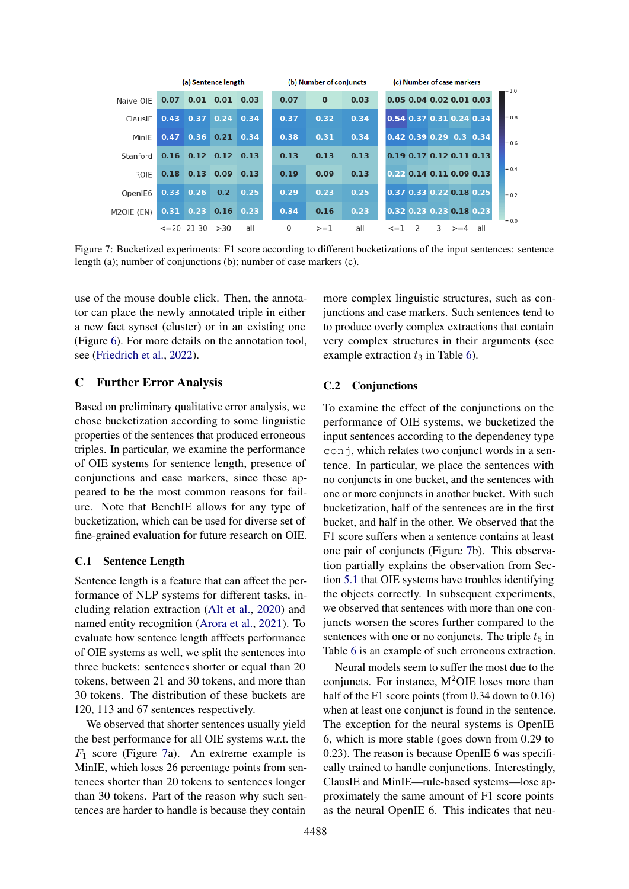| | (a) Sentence length | | | | (b) Number of conjuncts | | | (c) Number of case markers | | | | |
|---|---|---|---|---|---|---|---|---|---|---|---|---|
| | <=20 | 21-30 | >30 | all | 0 | >=1 | all | <=1 | 2 | 3 | >=4 | all |
| Naive OIE | 0.07 | 0.01 | 0.01 | 0.03 | 0.07 | 0 | 0.03 | 0.05 | 0.04 | 0.02 | 0.01 | 0.03 |
| ClausIE | 0.43 | 0.37 | 0.24 | 0.34 | 0.37 | 0.32 | 0.34 | 0.54 | 0.37 | 0.31 | 0.24 | 0.34 |
| MinIE | 0.47 | 0.36 | 0.21 | 0.34 | 0.38 | 0.31 | 0.34 | 0.42 | 0.39 | 0.29 | 0.3 | 0.34 |
| Stanford | 0.16 | 0.12 | 0.12 | 0.13 | 0.13 | 0.13 | 0.13 | 0.19 | 0.17 | 0.12 | 0.11 | 0.13 |
| ROIE | 0.18 | 0.13 | 0.09 | 0.13 | 0.19 | 0.09 | 0.13 | 0.22 | 0.14 | 0.11 | 0.09 | 0.13 |
| OpenIE6 | 0.33 | 0.26 | 0.2 | 0.25 | 0.29 | 0.23 | 0.25 | 0.37 | 0.33 | 0.22 | 0.18 | 0.25 |
| M2OIE (EN) | 0.31 | 0.23 | 0.16 | 0.23 | 0.34 | 0.16 | 0.23 | 0.32 | 0.23 | 0.23 | 0.18 | 0.23 |

Figure 7: Bucketized experiments: F1 score according to different bucketizations of the input sentences: sentence length (a); number of conjunctions (b); number of case markers (c).

use of the mouse double click. Then, the annotator can place the newly annotated triple in either a new fact synset (cluster) or in an existing one (Figure 6). For more details on the annotation tool, see (Friedrich et al., 2022).

## C Further Error Analysis

Based on preliminary qualitative error analysis, we chose bucketization according to some linguistic properties of the sentences that produced erroneous triples. In particular, we examine the performance of OIE systems for sentence length, presence of conjunctions and case markers, since these appeared to be the most common reasons for failure. Note that BenchIE allows for any type of bucketization, which can be used for diverse set of fine-grained evaluation for future research on OIE.

### C.1 Sentence Length

Sentence length is a feature that can affect the performance of NLP systems for different tasks, including relation extraction (Alt et al., 2020) and named entity recognition (Arora et al., 2021). To evaluate how sentence length afffects performance of OIE systems as well, we split the sentences into three buckets: sentences shorter or equal than 20 tokens, between 21 and 30 tokens, and more than 30 tokens. The distribution of these buckets are 120, 113 and 67 sentences respectively.

We observed that shorter sentences usually yield the best performance for all OIE systems w.r.t. the $F_1$ score (Figure 7a). An extreme example is MinIE, which loses 26 percentage points from sentences shorter than 20 tokens to sentences longer than 30 tokens. Part of the reason why such sentences are harder to handle is because they contain more complex linguistic structures, such as conjunctions and case markers. Such sentences tend to to produce overly complex extractions that contain very complex structures in their arguments (see example extraction $t_3$ in Table 6).

### C.2 Conjunctions

To examine the effect of the conjunctions on the performance of OIE systems, we bucketized the input sentences according to the dependency type `conj`, which relates two conjunct words in a sentence. In particular, we place the sentences with no conjuncts in one bucket, and the sentences with one or more conjuncts in another bucket. With such bucketization, half of the sentences are in the first bucket, and half in the other. We observed that the F1 score suffers when a sentence contains at least one pair of conjuncts (Figure 7b). This observation partially explains the observation from Section 5.1 that OIE systems have troubles identifying the objects correctly. In subsequent experiments, we observed that sentences with more than one conjuncts worsen the scores further compared to the sentences with one or no conjuncts. The triple $t_5$ in Table 6 is an example of such erroneous extraction.

Neural models seem to suffer the most due to the conjuncts. For instance, M$^2$OIE loses more than half of the F1 score points (from 0.34 down to 0.16) when at least one conjunct is found in the sentence. The exception for the neural systems is OpenIE 6, which is more stable (goes down from 0.29 to 0.23). The reason is because OpenIE 6 was specifically trained to handle conjunctions. Interestingly, ClausIE and MinIE—rule-based systems—lose approximately the same amount of F1 score points as the neural OpenIE 6. This indicates that neu-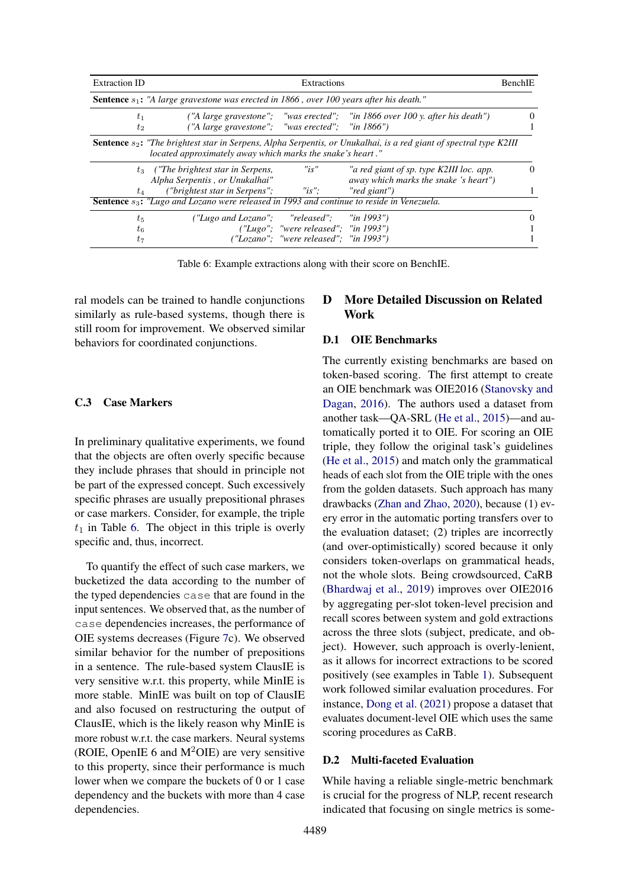| Extraction ID | Extractions | | | BenchIE |
|---|---|---|---|---|
| **Sentence** $s_1$**:** *"A large gravestone was erected in 1866 , over 100 years after his death."* | | | | |
| $t_1$ | *("A large gravestone";* | *"was erected";* | *"in 1866 over 100 y. after his death")* | 0 |
| $t_2$ | *("A large gravestone";* | *"was erected";* | *"in 1866")* | 1 |
| **Sentence** $s_2$**:** *"The brightest star in Serpens, Alpha Serpentis, or Unukalhai, is a red giant of spectral type K2III located approximately away which marks the snake's heart ."* | | | | |
| $t_3$ | *("The brightest star in Serpens, Alpha Serpentis , or Unukalhai"* | *"is"* | *"a red giant of sp. type K2III loc. app. away which marks the snake 's heart")* | 0 |
| $t_4$ | *("brightest star in Serpens";* | *"is";* | *"red giant")* | 1 |
| **Sentence** $s_3$**:** *"Lugo and Lozano were released in 1993 and continue to reside in Venezuela.* | | | | |
| $t_5$ | *("Lugo and Lozano";* | *"released";* | *"in 1993")* | 0 |
| $t_6$ | *("Lugo";* | *"were released";* | *"in 1993")* | 1 |
| $t_7$ | *("Lozano";* | *"were released";* | *"in 1993")* | 1 |

Table 6: Example extractions along with their score on BenchIE.

ral models can be trained to handle conjunctions similarly as rule-based systems, though there is still room for improvement. We observed similar behaviors for coordinated conjunctions.

### C.3 Case Markers

In preliminary qualitative experiments, we found that the objects are often overly specific because they include phrases that should in principle not be part of the expressed concept. Such excessively specific phrases are usually prepositional phrases or case markers. Consider, for example, the triple $t_1$ in Table 6. The object in this triple is overly specific and, thus, incorrect.

To quantify the effect of such case markers, we bucketized the data according to the number of the typed dependencies `case` that are found in the input sentences. We observed that, as the number of `case` dependencies increases, the performance of OIE systems decreases (Figure 7c). We observed similar behavior for the number of prepositions in a sentence. The rule-based system ClausIE is very sensitive w.r.t. this property, while MinIE is more stable. MinIE was built on top of ClausIE and also focused on restructuring the output of ClausIE, which is the likely reason why MinIE is more robust w.r.t. the case markers. Neural systems (ROIE, OpenIE 6 and M$^2$OIE) are very sensitive to this property, since their performance is much lower when we compare the buckets of 0 or 1 case dependency and the buckets with more than 4 case dependencies.

## D More Detailed Discussion on Related Work

### D.1 OIE Benchmarks

The currently existing benchmarks are based on token-based scoring. The first attempt to create an OIE benchmark was OIE2016 (Stanovsky and Dagan, 2016). The authors used a dataset from another task—QA-SRL (He et al., 2015)—and automatically ported it to OIE. For scoring an OIE triple, they follow the original task's guidelines (He et al., 2015) and match only the grammatical heads of each slot from the OIE triple with the ones from the golden datasets. Such approach has many drawbacks (Zhan and Zhao, 2020), because (1) every error in the automatic porting transfers over to the evaluation dataset; (2) triples are incorrectly (and over-optimistically) scored because it only considers token-overlaps on grammatical heads, not the whole slots. Being crowdsourced, CaRB (Bhardwaj et al., 2019) improves over OIE2016 by aggregating per-slot token-level precision and recall scores between system and gold extractions across the three slots (subject, predicate, and object). However, such approach is overly-lenient, as it allows for incorrect extractions to be scored positively (see examples in Table 1). Subsequent work followed similar evaluation procedures. For instance, Dong et al. (2021) propose a dataset that evaluates document-level OIE which uses the same scoring procedures as CaRB.

### D.2 Multi-faceted Evaluation

While having a reliable single-metric benchmark is crucial for the progress of NLP, recent research indicated that focusing on single metrics is some-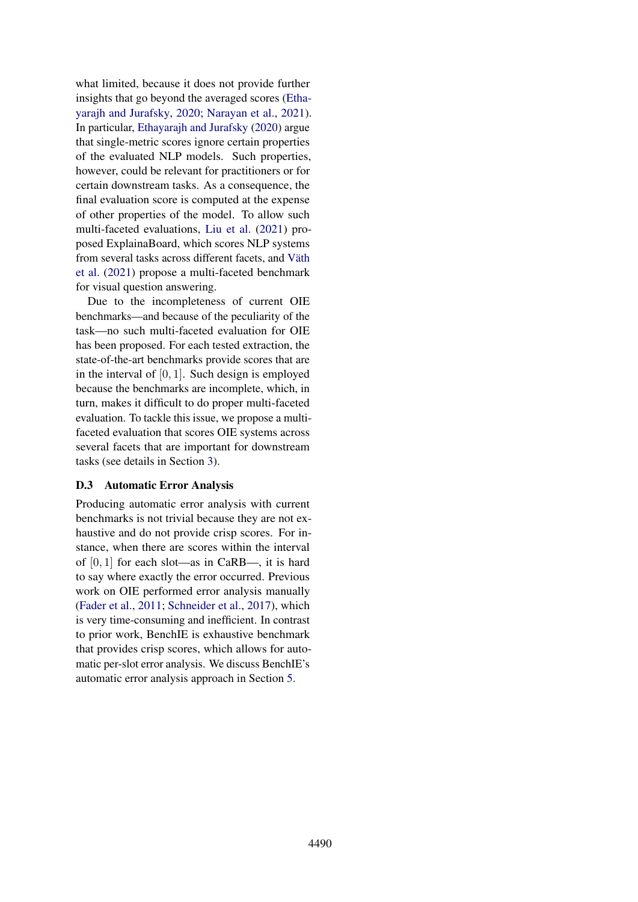what limited, because it does not provide further insights that go beyond the averaged scores (Ethayarajh and Jurafsky, 2020; Narayan et al., 2021). In particular, Ethayarajh and Jurafsky (2020) argue that single-metric scores ignore certain properties of the evaluated NLP models. Such properties, however, could be relevant for practitioners or for certain downstream tasks. As a consequence, the final evaluation score is computed at the expense of other properties of the model. To allow such multi-faceted evaluations, Liu et al. (2021) proposed ExplainaBoard, which scores NLP systems from several tasks across different facets, and Väth et al. (2021) propose a multi-faceted benchmark for visual question answering.

Due to the incompleteness of current OIE benchmarks—and because of the peculiarity of the task—no such multi-faceted evaluation for OIE has been proposed. For each tested extraction, the state-of-the-art benchmarks provide scores that are in the interval of $[0, 1]$. Such design is employed because the benchmarks are incomplete, which, in turn, makes it difficult to do proper multi-faceted evaluation. To tackle this issue, we propose a multi-faceted evaluation that scores OIE systems across several facets that are important for downstream tasks (see details in Section 3).

### D.3 Automatic Error Analysis

Producing automatic error analysis with current benchmarks is not trivial because they are not exhaustive and do not provide crisp scores. For instance, when there are scores within the interval of $[0, 1]$ for each slot—as in CaRB—, it is hard to say where exactly the error occurred. Previous work on OIE performed error analysis manually (Fader et al., 2011; Schneider et al., 2017), which is very time-consuming and inefficient. In contrast to prior work, BenchIE is exhaustive benchmark that provides crisp scores, which allows for automatic per-slot error analysis. We discuss BenchIE's automatic error analysis approach in Section 5.